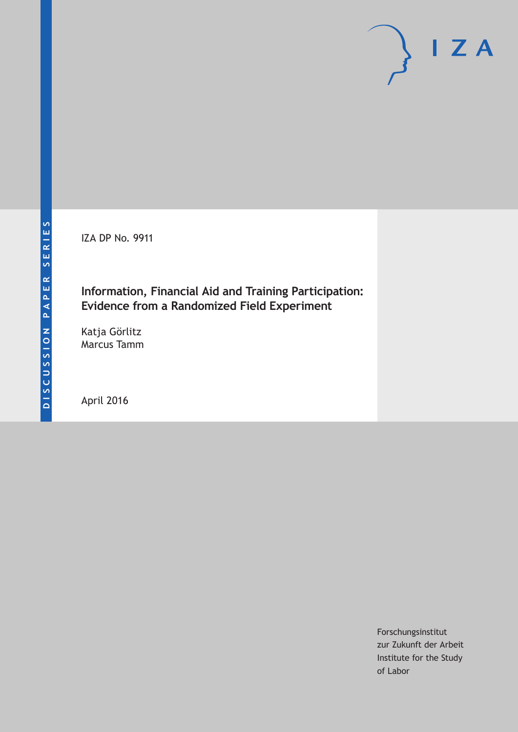DISCUSSION PAPER SERIES

IZA

IZA DP No. 9911

# Information, Financial Aid and Training Participation: Evidence from a Randomized Field Experiment

Katja Görlitz
Marcus Tamm

April 2016

Forschungsinstitut
zur Zukunft der Arbeit
Institute for the Study
of Labor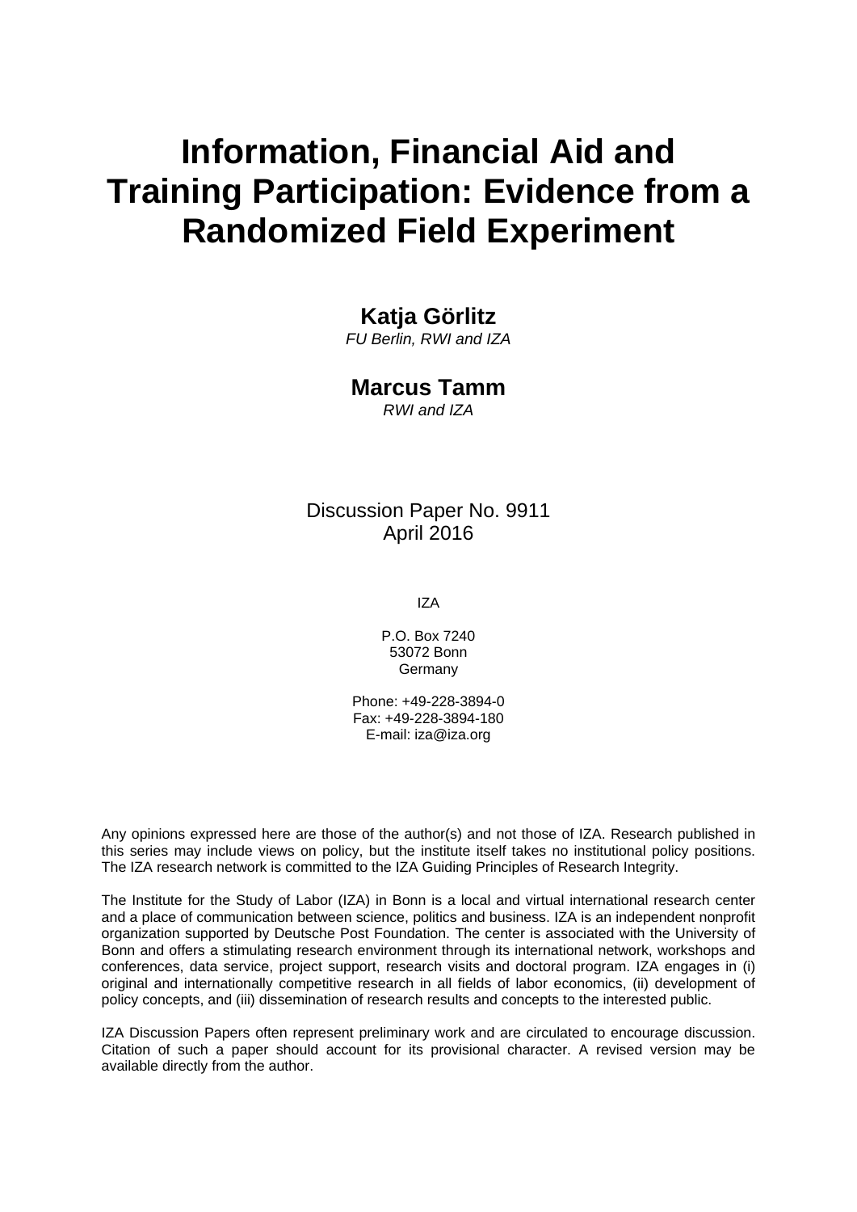# Information, Financial Aid and Training Participation: Evidence from a Randomized Field Experiment

**Katja Görlitz**
*FU Berlin, RWI and IZA*

**Marcus Tamm**
*RWI and IZA*

Discussion Paper No. 9911
April 2016

IZA

P.O. Box 7240
53072 Bonn
Germany

Phone: +49-228-3894-0
Fax: +49-228-3894-180
E-mail: iza@iza.org

Any opinions expressed here are those of the author(s) and not those of IZA. Research published in this series may include views on policy, but the institute itself takes no institutional policy positions. The IZA research network is committed to the IZA Guiding Principles of Research Integrity.

The Institute for the Study of Labor (IZA) in Bonn is a local and virtual international research center and a place of communication between science, politics and business. IZA is an independent nonprofit organization supported by Deutsche Post Foundation. The center is associated with the University of Bonn and offers a stimulating research environment through its international network, workshops and conferences, data service, project support, research visits and doctoral program. IZA engages in (i) original and internationally competitive research in all fields of labor economics, (ii) development of policy concepts, and (iii) dissemination of research results and concepts to the interested public.

IZA Discussion Papers often represent preliminary work and are circulated to encourage discussion. Citation of such a paper should account for its provisional character. A revised version may be available directly from the author.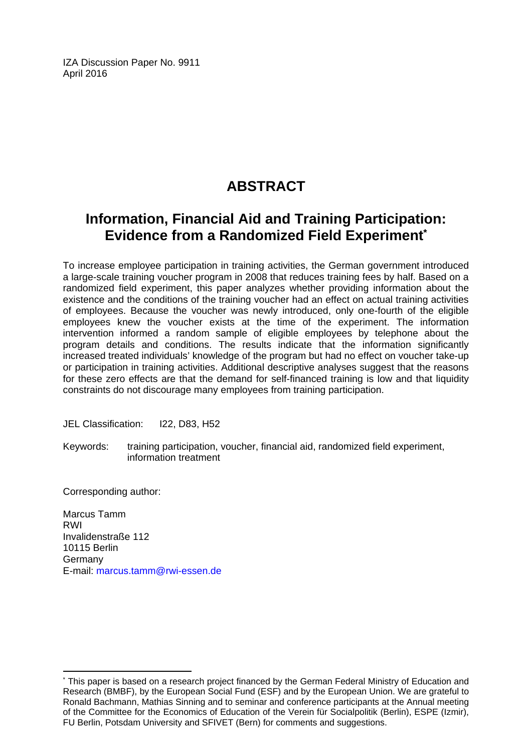IZA Discussion Paper No. 9911
April 2016

# ABSTRACT

## Information, Financial Aid and Training Participation: Evidence from a Randomized Field Experiment[*]

To increase employee participation in training activities, the German government introduced a large-scale training voucher program in 2008 that reduces training fees by half. Based on a randomized field experiment, this paper analyzes whether providing information about the existence and the conditions of the training voucher had an effect on actual training activities of employees. Because the voucher was newly introduced, only one-fourth of the eligible employees knew the voucher exists at the time of the experiment. The information intervention informed a random sample of eligible employees by telephone about the program details and conditions. The results indicate that the information significantly increased treated individuals' knowledge of the program but had no effect on voucher take-up or participation in training activities. Additional descriptive analyses suggest that the reasons for these zero effects are that the demand for self-financed training is low and that liquidity constraints do not discourage many employees from training participation.

JEL Classification: I22, D83, H52

Keywords: training participation, voucher, financial aid, randomized field experiment, information treatment

Corresponding author:

Marcus Tamm
RWI
Invalidenstraße 112
10115 Berlin
Germany
E-mail: marcus.tamm@rwi-essen.de

[*] This paper is based on a research project financed by the German Federal Ministry of Education and Research (BMBF), by the European Social Fund (ESF) and by the European Union. We are grateful to Ronald Bachmann, Mathias Sinning and to seminar and conference participants at the Annual meeting of the Committee for the Economics of Education of the Verein für Socialpolitik (Berlin), ESPE (Izmir), FU Berlin, Potsdam University and SFIVET (Bern) for comments and suggestions.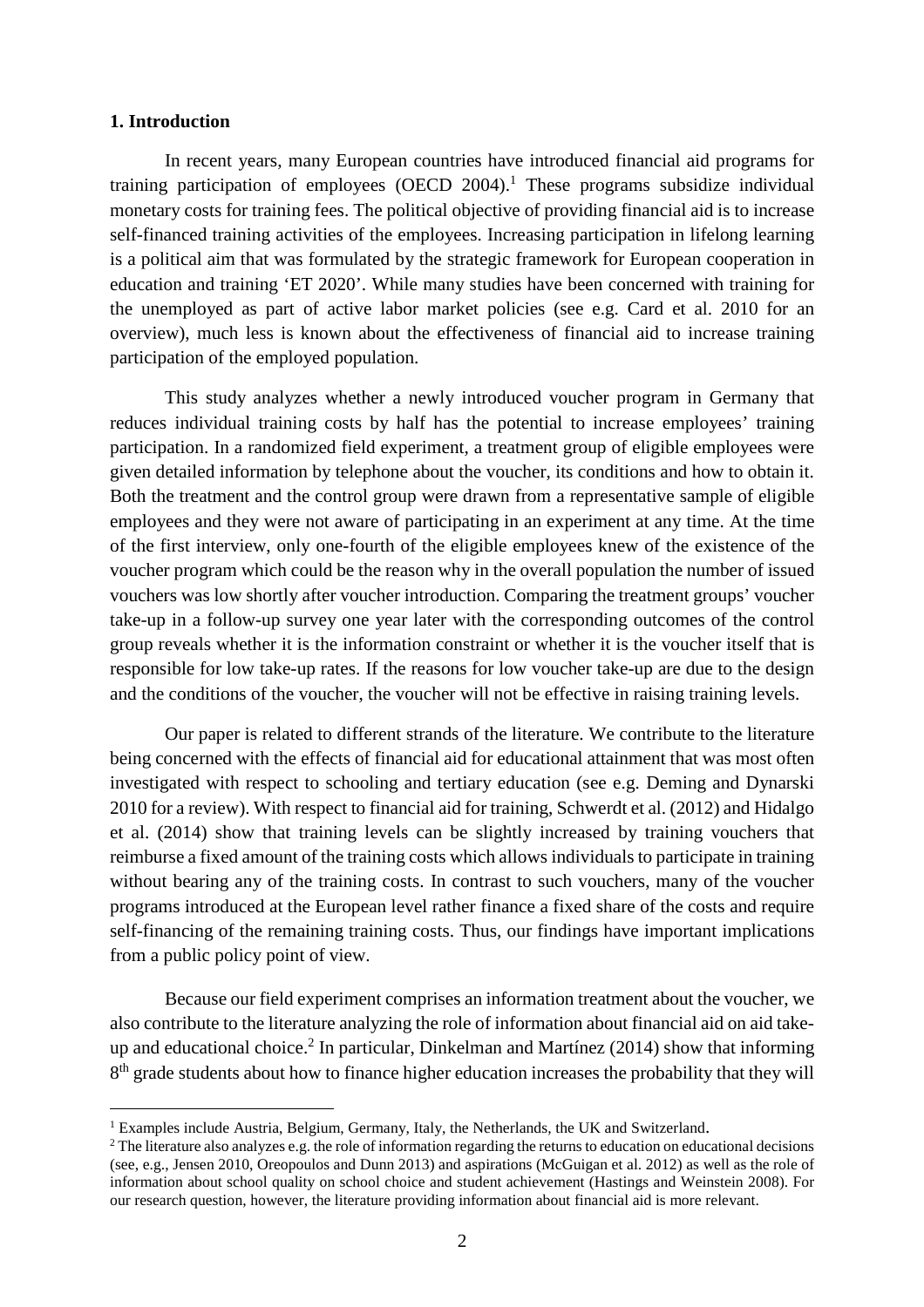## 1. Introduction

In recent years, many European countries have introduced financial aid programs for training participation of employees (OECD 2004).[1] These programs subsidize individual monetary costs for training fees. The political objective of providing financial aid is to increase self-financed training activities of the employees. Increasing participation in lifelong learning is a political aim that was formulated by the strategic framework for European cooperation in education and training 'ET 2020'. While many studies have been concerned with training for the unemployed as part of active labor market policies (see e.g. Card et al. 2010 for an overview), much less is known about the effectiveness of financial aid to increase training participation of the employed population.

This study analyzes whether a newly introduced voucher program in Germany that reduces individual training costs by half has the potential to increase employees' training participation. In a randomized field experiment, a treatment group of eligible employees were given detailed information by telephone about the voucher, its conditions and how to obtain it. Both the treatment and the control group were drawn from a representative sample of eligible employees and they were not aware of participating in an experiment at any time. At the time of the first interview, only one-fourth of the eligible employees knew of the existence of the voucher program which could be the reason why in the overall population the number of issued vouchers was low shortly after voucher introduction. Comparing the treatment groups' voucher take-up in a follow-up survey one year later with the corresponding outcomes of the control group reveals whether it is the information constraint or whether it is the voucher itself that is responsible for low take-up rates. If the reasons for low voucher take-up are due to the design and the conditions of the voucher, the voucher will not be effective in raising training levels.

Our paper is related to different strands of the literature. We contribute to the literature being concerned with the effects of financial aid for educational attainment that was most often investigated with respect to schooling and tertiary education (see e.g. Deming and Dynarski 2010 for a review). With respect to financial aid for training, Schwerdt et al. (2012) and Hidalgo et al. (2014) show that training levels can be slightly increased by training vouchers that reimburse a fixed amount of the training costs which allows individuals to participate in training without bearing any of the training costs. In contrast to such vouchers, many of the voucher programs introduced at the European level rather finance a fixed share of the costs and require self-financing of the remaining training costs. Thus, our findings have important implications from a public policy point of view.

Because our field experiment comprises an information treatment about the voucher, we also contribute to the literature analyzing the role of information about financial aid on aid take-up and educational choice.[2] In particular, Dinkelman and Martínez (2014) show that informing 8th grade students about how to finance higher education increases the probability that they will

---

[1] Examples include Austria, Belgium, Germany, Italy, the Netherlands, the UK and Switzerland.

[2] The literature also analyzes e.g. the role of information regarding the returns to education on educational decisions (see, e.g., Jensen 2010, Oreopoulos and Dunn 2013) and aspirations (McGuigan et al. 2012) as well as the role of information about school quality on school choice and student achievement (Hastings and Weinstein 2008). For our research question, however, the literature providing information about financial aid is more relevant.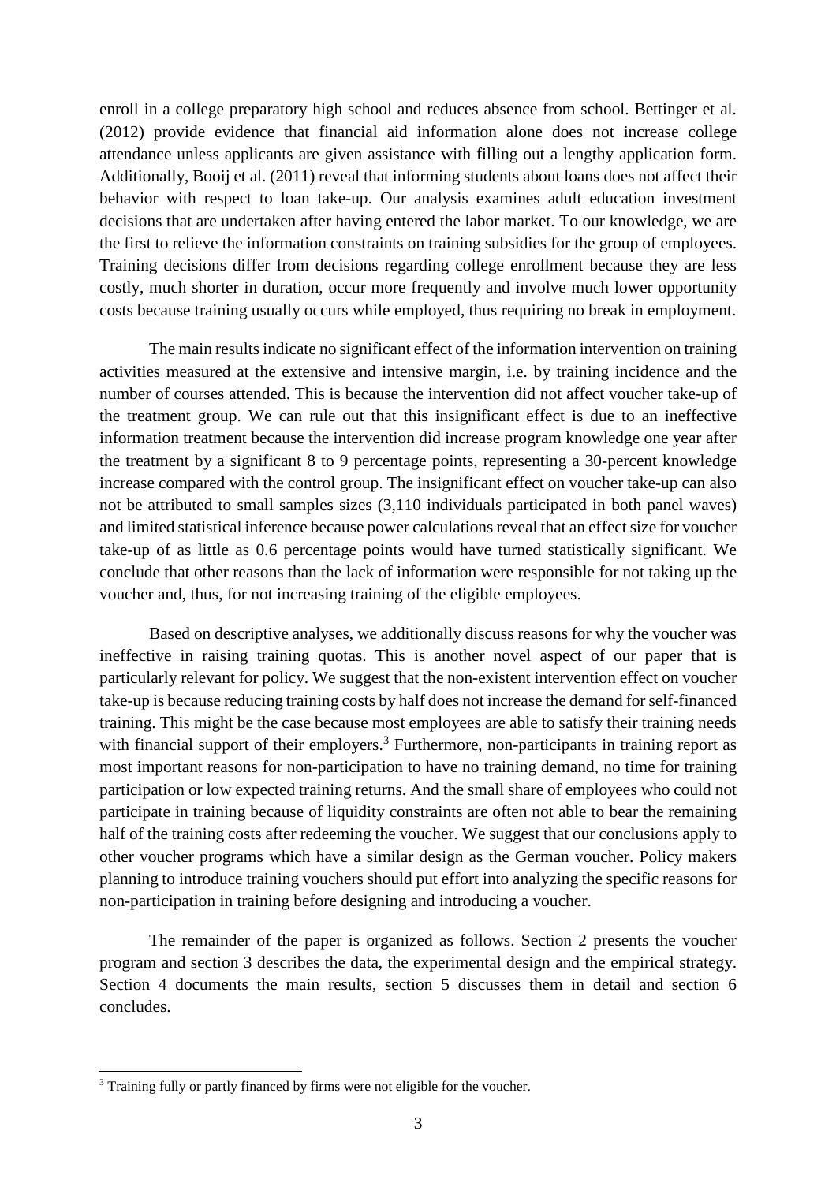enroll in a college preparatory high school and reduces absence from school. Bettinger et al. (2012) provide evidence that financial aid information alone does not increase college attendance unless applicants are given assistance with filling out a lengthy application form. Additionally, Booij et al. (2011) reveal that informing students about loans does not affect their behavior with respect to loan take-up. Our analysis examines adult education investment decisions that are undertaken after having entered the labor market. To our knowledge, we are the first to relieve the information constraints on training subsidies for the group of employees. Training decisions differ from decisions regarding college enrollment because they are less costly, much shorter in duration, occur more frequently and involve much lower opportunity costs because training usually occurs while employed, thus requiring no break in employment.

The main results indicate no significant effect of the information intervention on training activities measured at the extensive and intensive margin, i.e. by training incidence and the number of courses attended. This is because the intervention did not affect voucher take-up of the treatment group. We can rule out that this insignificant effect is due to an ineffective information treatment because the intervention did increase program knowledge one year after the treatment by a significant 8 to 9 percentage points, representing a 30-percent knowledge increase compared with the control group. The insignificant effect on voucher take-up can also not be attributed to small samples sizes (3,110 individuals participated in both panel waves) and limited statistical inference because power calculations reveal that an effect size for voucher take-up of as little as 0.6 percentage points would have turned statistically significant. We conclude that other reasons than the lack of information were responsible for not taking up the voucher and, thus, for not increasing training of the eligible employees.

Based on descriptive analyses, we additionally discuss reasons for why the voucher was ineffective in raising training quotas. This is another novel aspect of our paper that is particularly relevant for policy. We suggest that the non-existent intervention effect on voucher take-up is because reducing training costs by half does not increase the demand for self-financed training. This might be the case because most employees are able to satisfy their training needs with financial support of their employers.[3] Furthermore, non-participants in training report as most important reasons for non-participation to have no training demand, no time for training participation or low expected training returns. And the small share of employees who could not participate in training because of liquidity constraints are often not able to bear the remaining half of the training costs after redeeming the voucher. We suggest that our conclusions apply to other voucher programs which have a similar design as the German voucher. Policy makers planning to introduce training vouchers should put effort into analyzing the specific reasons for non-participation in training before designing and introducing a voucher.

The remainder of the paper is organized as follows. Section 2 presents the voucher program and section 3 describes the data, the experimental design and the empirical strategy. Section 4 documents the main results, section 5 discusses them in detail and section 6 concludes.

[3] Training fully or partly financed by firms were not eligible for the voucher.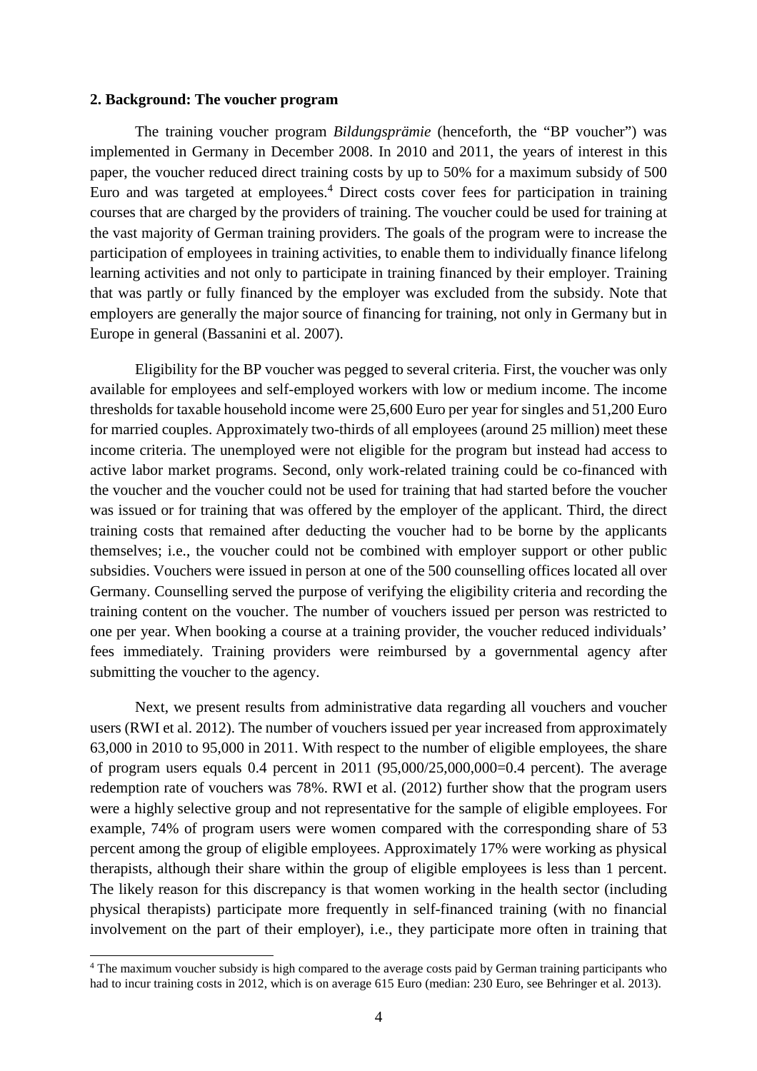## 2. Background: The voucher program

The training voucher program *Bildungsprämie* (henceforth, the "BP voucher") was implemented in Germany in December 2008. In 2010 and 2011, the years of interest in this paper, the voucher reduced direct training costs by up to 50% for a maximum subsidy of 500 Euro and was targeted at employees.[4] Direct costs cover fees for participation in training courses that are charged by the providers of training. The voucher could be used for training at the vast majority of German training providers. The goals of the program were to increase the participation of employees in training activities, to enable them to individually finance lifelong learning activities and not only to participate in training financed by their employer. Training that was partly or fully financed by the employer was excluded from the subsidy. Note that employers are generally the major source of financing for training, not only in Germany but in Europe in general (Bassanini et al. 2007).

Eligibility for the BP voucher was pegged to several criteria. First, the voucher was only available for employees and self-employed workers with low or medium income. The income thresholds for taxable household income were 25,600 Euro per year for singles and 51,200 Euro for married couples. Approximately two-thirds of all employees (around 25 million) meet these income criteria. The unemployed were not eligible for the program but instead had access to active labor market programs. Second, only work-related training could be co-financed with the voucher and the voucher could not be used for training that had started before the voucher was issued or for training that was offered by the employer of the applicant. Third, the direct training costs that remained after deducting the voucher had to be borne by the applicants themselves; i.e., the voucher could not be combined with employer support or other public subsidies. Vouchers were issued in person at one of the 500 counselling offices located all over Germany. Counselling served the purpose of verifying the eligibility criteria and recording the training content on the voucher. The number of vouchers issued per person was restricted to one per year. When booking a course at a training provider, the voucher reduced individuals' fees immediately. Training providers were reimbursed by a governmental agency after submitting the voucher to the agency.

Next, we present results from administrative data regarding all vouchers and voucher users (RWI et al. 2012). The number of vouchers issued per year increased from approximately 63,000 in 2010 to 95,000 in 2011. With respect to the number of eligible employees, the share of program users equals 0.4 percent in 2011 (95,000/25,000,000=0.4 percent). The average redemption rate of vouchers was 78%. RWI et al. (2012) further show that the program users were a highly selective group and not representative for the sample of eligible employees. For example, 74% of program users were women compared with the corresponding share of 53 percent among the group of eligible employees. Approximately 17% were working as physical therapists, although their share within the group of eligible employees is less than 1 percent. The likely reason for this discrepancy is that women working in the health sector (including physical therapists) participate more frequently in self-financed training (with no financial involvement on the part of their employer), i.e., they participate more often in training that

[4] The maximum voucher subsidy is high compared to the average costs paid by German training participants who had to incur training costs in 2012, which is on average 615 Euro (median: 230 Euro, see Behringer et al. 2013).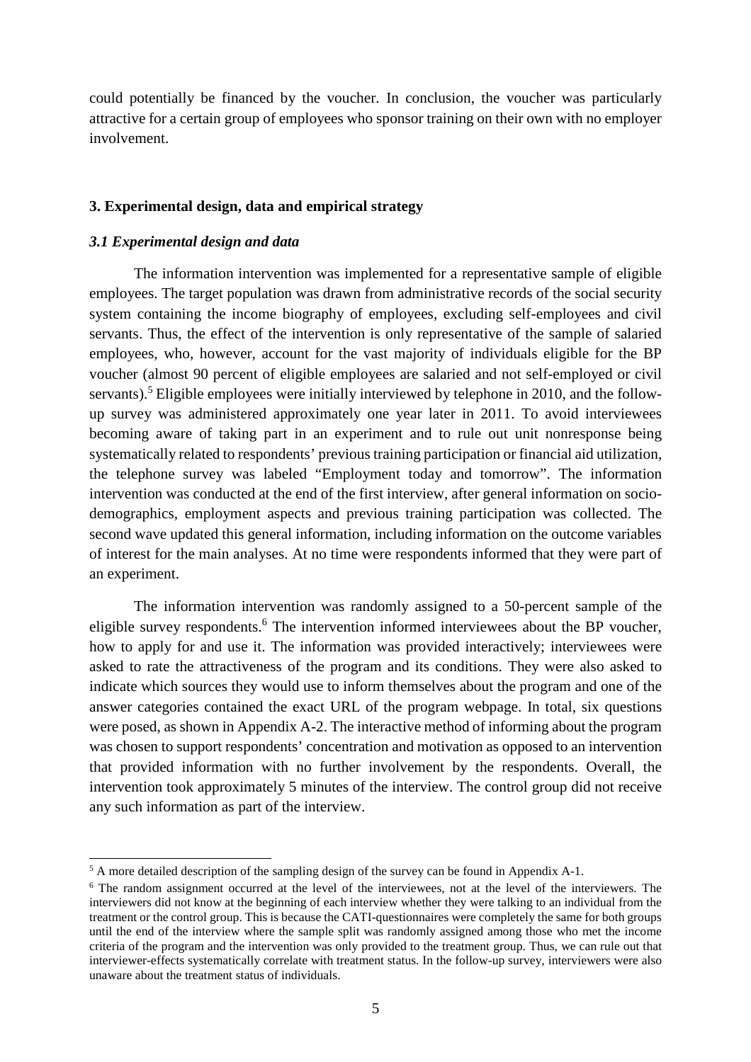could potentially be financed by the voucher. In conclusion, the voucher was particularly attractive for a certain group of employees who sponsor training on their own with no employer involvement.

## 3. Experimental design, data and empirical strategy

### *3.1 Experimental design and data*

The information intervention was implemented for a representative sample of eligible employees. The target population was drawn from administrative records of the social security system containing the income biography of employees, excluding self-employees and civil servants. Thus, the effect of the intervention is only representative of the sample of salaried employees, who, however, account for the vast majority of individuals eligible for the BP voucher (almost 90 percent of eligible employees are salaried and not self-employed or civil servants).[5] Eligible employees were initially interviewed by telephone in 2010, and the follow-up survey was administered approximately one year later in 2011. To avoid interviewees becoming aware of taking part in an experiment and to rule out unit nonresponse being systematically related to respondents' previous training participation or financial aid utilization, the telephone survey was labeled "Employment today and tomorrow". The information intervention was conducted at the end of the first interview, after general information on socio-demographics, employment aspects and previous training participation was collected. The second wave updated this general information, including information on the outcome variables of interest for the main analyses. At no time were respondents informed that they were part of an experiment.

The information intervention was randomly assigned to a 50-percent sample of the eligible survey respondents.[6] The intervention informed interviewees about the BP voucher, how to apply for and use it. The information was provided interactively; interviewees were asked to rate the attractiveness of the program and its conditions. They were also asked to indicate which sources they would use to inform themselves about the program and one of the answer categories contained the exact URL of the program webpage. In total, six questions were posed, as shown in Appendix A-2. The interactive method of informing about the program was chosen to support respondents' concentration and motivation as opposed to an intervention that provided information with no further involvement by the respondents. Overall, the intervention took approximately 5 minutes of the interview. The control group did not receive any such information as part of the interview.

---

[5] A more detailed description of the sampling design of the survey can be found in Appendix A-1.

[6] The random assignment occurred at the level of the interviewees, not at the level of the interviewers. The interviewers did not know at the beginning of each interview whether they were talking to an individual from the treatment or the control group. This is because the CATI-questionnaires were completely the same for both groups until the end of the interview where the sample split was randomly assigned among those who met the income criteria of the program and the intervention was only provided to the treatment group. Thus, we can rule out that interviewer-effects systematically correlate with treatment status. In the follow-up survey, interviewers were also unaware about the treatment status of individuals.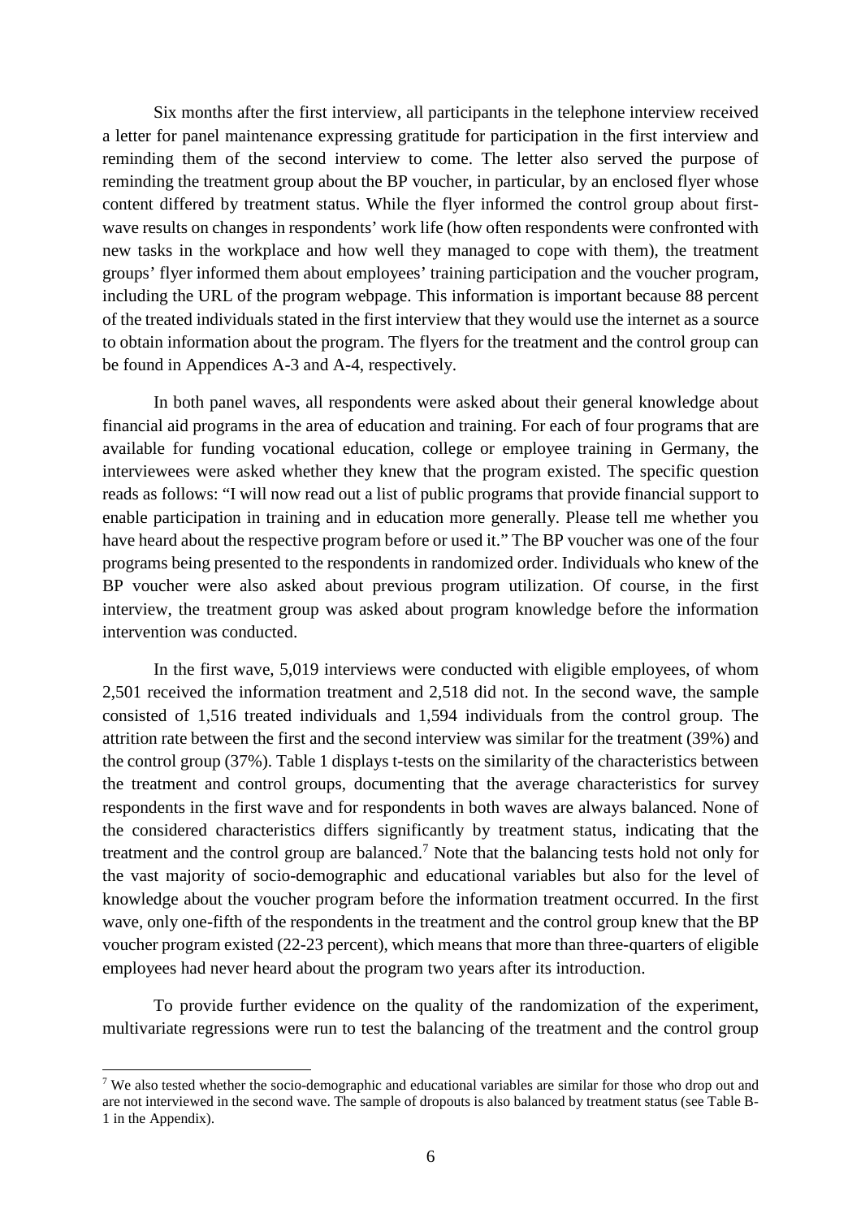Six months after the first interview, all participants in the telephone interview received a letter for panel maintenance expressing gratitude for participation in the first interview and reminding them of the second interview to come. The letter also served the purpose of reminding the treatment group about the BP voucher, in particular, by an enclosed flyer whose content differed by treatment status. While the flyer informed the control group about first-wave results on changes in respondents' work life (how often respondents were confronted with new tasks in the workplace and how well they managed to cope with them), the treatment groups' flyer informed them about employees' training participation and the voucher program, including the URL of the program webpage. This information is important because 88 percent of the treated individuals stated in the first interview that they would use the internet as a source to obtain information about the program. The flyers for the treatment and the control group can be found in Appendices A-3 and A-4, respectively.

In both panel waves, all respondents were asked about their general knowledge about financial aid programs in the area of education and training. For each of four programs that are available for funding vocational education, college or employee training in Germany, the interviewees were asked whether they knew that the program existed. The specific question reads as follows: "I will now read out a list of public programs that provide financial support to enable participation in training and in education more generally. Please tell me whether you have heard about the respective program before or used it." The BP voucher was one of the four programs being presented to the respondents in randomized order. Individuals who knew of the BP voucher were also asked about previous program utilization. Of course, in the first interview, the treatment group was asked about program knowledge before the information intervention was conducted.

In the first wave, 5,019 interviews were conducted with eligible employees, of whom 2,501 received the information treatment and 2,518 did not. In the second wave, the sample consisted of 1,516 treated individuals and 1,594 individuals from the control group. The attrition rate between the first and the second interview was similar for the treatment (39%) and the control group (37%). Table 1 displays t-tests on the similarity of the characteristics between the treatment and control groups, documenting that the average characteristics for survey respondents in the first wave and for respondents in both waves are always balanced. None of the considered characteristics differs significantly by treatment status, indicating that the treatment and the control group are balanced.[7] Note that the balancing tests hold not only for the vast majority of socio-demographic and educational variables but also for the level of knowledge about the voucher program before the information treatment occurred. In the first wave, only one-fifth of the respondents in the treatment and the control group knew that the BP voucher program existed (22-23 percent), which means that more than three-quarters of eligible employees had never heard about the program two years after its introduction.

To provide further evidence on the quality of the randomization of the experiment, multivariate regressions were run to test the balancing of the treatment and the control group

[7] We also tested whether the socio-demographic and educational variables are similar for those who drop out and are not interviewed in the second wave. The sample of dropouts is also balanced by treatment status (see Table B-1 in the Appendix).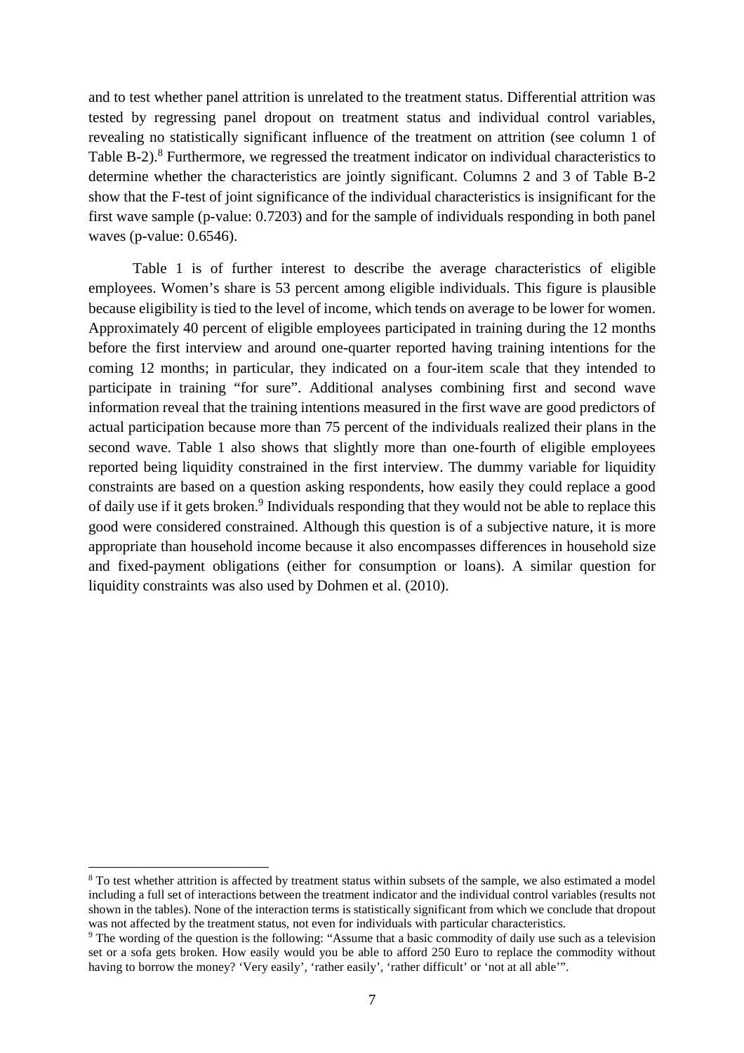and to test whether panel attrition is unrelated to the treatment status. Differential attrition was tested by regressing panel dropout on treatment status and individual control variables, revealing no statistically significant influence of the treatment on attrition (see column 1 of Table B-2).[8] Furthermore, we regressed the treatment indicator on individual characteristics to determine whether the characteristics are jointly significant. Columns 2 and 3 of Table B-2 show that the F-test of joint significance of the individual characteristics is insignificant for the first wave sample (p-value: 0.7203) and for the sample of individuals responding in both panel waves (p-value: 0.6546).

Table 1 is of further interest to describe the average characteristics of eligible employees. Women's share is 53 percent among eligible individuals. This figure is plausible because eligibility is tied to the level of income, which tends on average to be lower for women. Approximately 40 percent of eligible employees participated in training during the 12 months before the first interview and around one-quarter reported having training intentions for the coming 12 months; in particular, they indicated on a four-item scale that they intended to participate in training "for sure". Additional analyses combining first and second wave information reveal that the training intentions measured in the first wave are good predictors of actual participation because more than 75 percent of the individuals realized their plans in the second wave. Table 1 also shows that slightly more than one-fourth of eligible employees reported being liquidity constrained in the first interview. The dummy variable for liquidity constraints are based on a question asking respondents, how easily they could replace a good of daily use if it gets broken.[9] Individuals responding that they would not be able to replace this good were considered constrained. Although this question is of a subjective nature, it is more appropriate than household income because it also encompasses differences in household size and fixed-payment obligations (either for consumption or loans). A similar question for liquidity constraints was also used by Dohmen et al. (2010).

---

[8] To test whether attrition is affected by treatment status within subsets of the sample, we also estimated a model including a full set of interactions between the treatment indicator and the individual control variables (results not shown in the tables). None of the interaction terms is statistically significant from which we conclude that dropout was not affected by the treatment status, not even for individuals with particular characteristics.

[9] The wording of the question is the following: "Assume that a basic commodity of daily use such as a television set or a sofa gets broken. How easily would you be able to afford 250 Euro to replace the commodity without having to borrow the money? 'Very easily', 'rather easily', 'rather difficult' or 'not at all able'".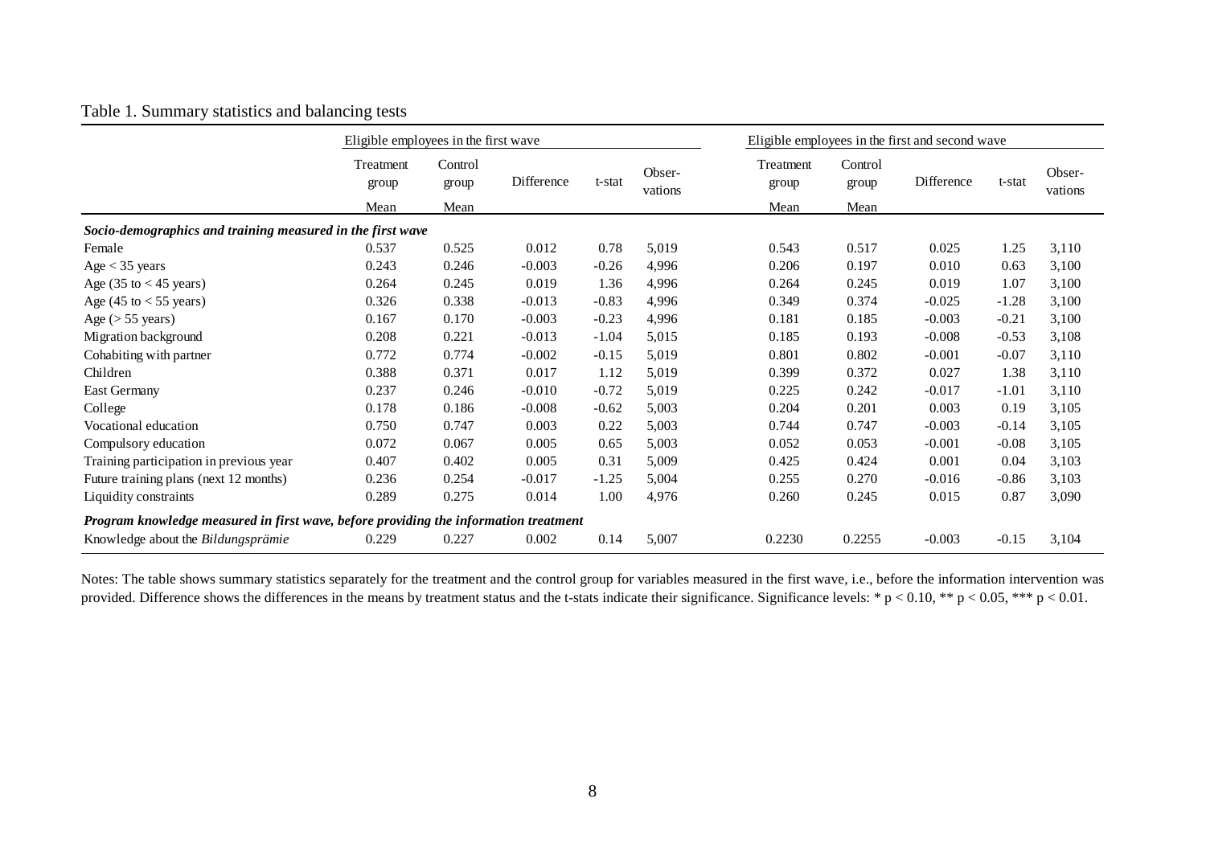Table 1. Summary statistics and balancing tests

| | Eligible employees in the first wave | | | | | Eligible employees in the first and second wave | | | | |
|---|---|---|---|---|---|---|---|---|---|---|
| | Treatment group Mean | Control group Mean | Difference | t-stat | Obser-vations | Treatment group Mean | Control group Mean | Difference | t-stat | Obser-vations |
| ***Socio-demographics and training measured in the first wave*** | | | | | | | | | | |
| Female | 0.537 | 0.525 | 0.012 | 0.78 | 5,019 | 0.543 | 0.517 | 0.025 | 1.25 | 3,110 |
| Age < 35 years | 0.243 | 0.246 | -0.003 | -0.26 | 4,996 | 0.206 | 0.197 | 0.010 | 0.63 | 3,100 |
| Age (35 to < 45 years) | 0.264 | 0.245 | 0.019 | 1.36 | 4,996 | 0.264 | 0.245 | 0.019 | 1.07 | 3,100 |
| Age (45 to < 55 years) | 0.326 | 0.338 | -0.013 | -0.83 | 4,996 | 0.349 | 0.374 | -0.025 | -1.28 | 3,100 |
| Age (> 55 years) | 0.167 | 0.170 | -0.003 | -0.23 | 4,996 | 0.181 | 0.185 | -0.003 | -0.21 | 3,100 |
| Migration background | 0.208 | 0.221 | -0.013 | -1.04 | 5,015 | 0.185 | 0.193 | -0.008 | -0.53 | 3,108 |
| Cohabiting with partner | 0.772 | 0.774 | -0.002 | -0.15 | 5,019 | 0.801 | 0.802 | -0.001 | -0.07 | 3,110 |
| Children | 0.388 | 0.371 | 0.017 | 1.12 | 5,019 | 0.399 | 0.372 | 0.027 | 1.38 | 3,110 |
| East Germany | 0.237 | 0.246 | -0.010 | -0.72 | 5,019 | 0.225 | 0.242 | -0.017 | -1.01 | 3,110 |
| College | 0.178 | 0.186 | -0.008 | -0.62 | 5,003 | 0.204 | 0.201 | 0.003 | 0.19 | 3,105 |
| Vocational education | 0.750 | 0.747 | 0.003 | 0.22 | 5,003 | 0.744 | 0.747 | -0.003 | -0.14 | 3,105 |
| Compulsory education | 0.072 | 0.067 | 0.005 | 0.65 | 5,003 | 0.052 | 0.053 | -0.001 | -0.08 | 3,105 |
| Training participation in previous year | 0.407 | 0.402 | 0.005 | 0.31 | 5,009 | 0.425 | 0.424 | 0.001 | 0.04 | 3,103 |
| Future training plans (next 12 months) | 0.236 | 0.254 | -0.017 | -1.25 | 5,004 | 0.255 | 0.270 | -0.016 | -0.86 | 3,103 |
| Liquidity constraints | 0.289 | 0.275 | 0.014 | 1.00 | 4,976 | 0.260 | 0.245 | 0.015 | 0.87 | 3,090 |
| ***Program knowledge measured in first wave, before providing the information treatment*** | | | | | | | | | | |
| Knowledge about the *Bildungsprämie* | 0.229 | 0.227 | 0.002 | 0.14 | 5,007 | 0.2230 | 0.2255 | -0.003 | -0.15 | 3,104 |

Notes: The table shows summary statistics separately for the treatment and the control group for variables measured in the first wave, i.e., before the information intervention was provided. Difference shows the differences in the means by treatment status and the t-stats indicate their significance. Significance levels: * $p < 0.10$, ** $p < 0.05$, *** $p < 0.01$.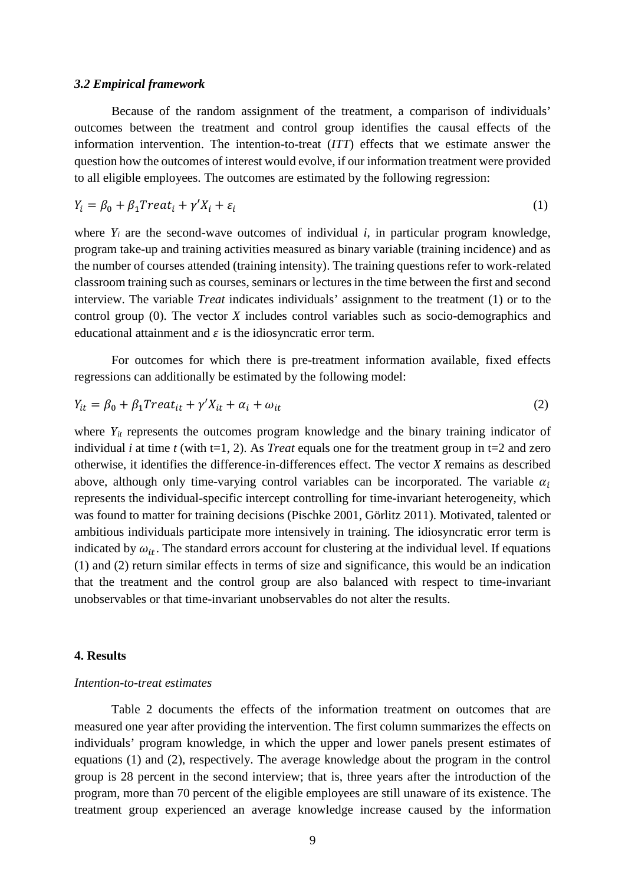### *3.2 Empirical framework*

Because of the random assignment of the treatment, a comparison of individuals' outcomes between the treatment and control group identifies the causal effects of the information intervention. The intention-to-treat (*ITT*) effects that we estimate answer the question how the outcomes of interest would evolve, if our information treatment were provided to all eligible employees. The outcomes are estimated by the following regression:

$$Y_i = \beta_0 + \beta_1 Treat_i + \gamma' X_i + \varepsilon_i \tag{1}$$

where $Y_i$ are the second-wave outcomes of individual *i*, in particular program knowledge, program take-up and training activities measured as binary variable (training incidence) and as the number of courses attended (training intensity). The training questions refer to work-related classroom training such as courses, seminars or lectures in the time between the first and second interview. The variable *Treat* indicates individuals' assignment to the treatment (1) or to the control group (0). The vector *X* includes control variables such as socio-demographics and educational attainment and $\varepsilon$ is the idiosyncratic error term.

For outcomes for which there is pre-treatment information available, fixed effects regressions can additionally be estimated by the following model:

$$Y_{it} = \beta_0 + \beta_1 Treat_{it} + \gamma' X_{it} + \alpha_i + \omega_{it} \tag{2}$$

where $Y_{it}$ represents the outcomes program knowledge and the binary training indicator of individual *i* at time *t* (with t=1, 2). As *Treat* equals one for the treatment group in t=2 and zero otherwise, it identifies the difference-in-differences effect. The vector *X* remains as described above, although only time-varying control variables can be incorporated. The variable $\alpha_i$ represents the individual-specific intercept controlling for time-invariant heterogeneity, which was found to matter for training decisions (Pischke 2001, Görlitz 2011). Motivated, talented or ambitious individuals participate more intensively in training. The idiosyncratic error term is indicated by $\omega_{it}$. The standard errors account for clustering at the individual level. If equations (1) and (2) return similar effects in terms of size and significance, this would be an indication that the treatment and the control group are also balanced with respect to time-invariant unobservables or that time-invariant unobservables do not alter the results.

## 4. Results

*Intention-to-treat estimates*

Table 2 documents the effects of the information treatment on outcomes that are measured one year after providing the intervention. The first column summarizes the effects on individuals' program knowledge, in which the upper and lower panels present estimates of equations (1) and (2), respectively. The average knowledge about the program in the control group is 28 percent in the second interview; that is, three years after the introduction of the program, more than 70 percent of the eligible employees are still unaware of its existence. The treatment group experienced an average knowledge increase caused by the information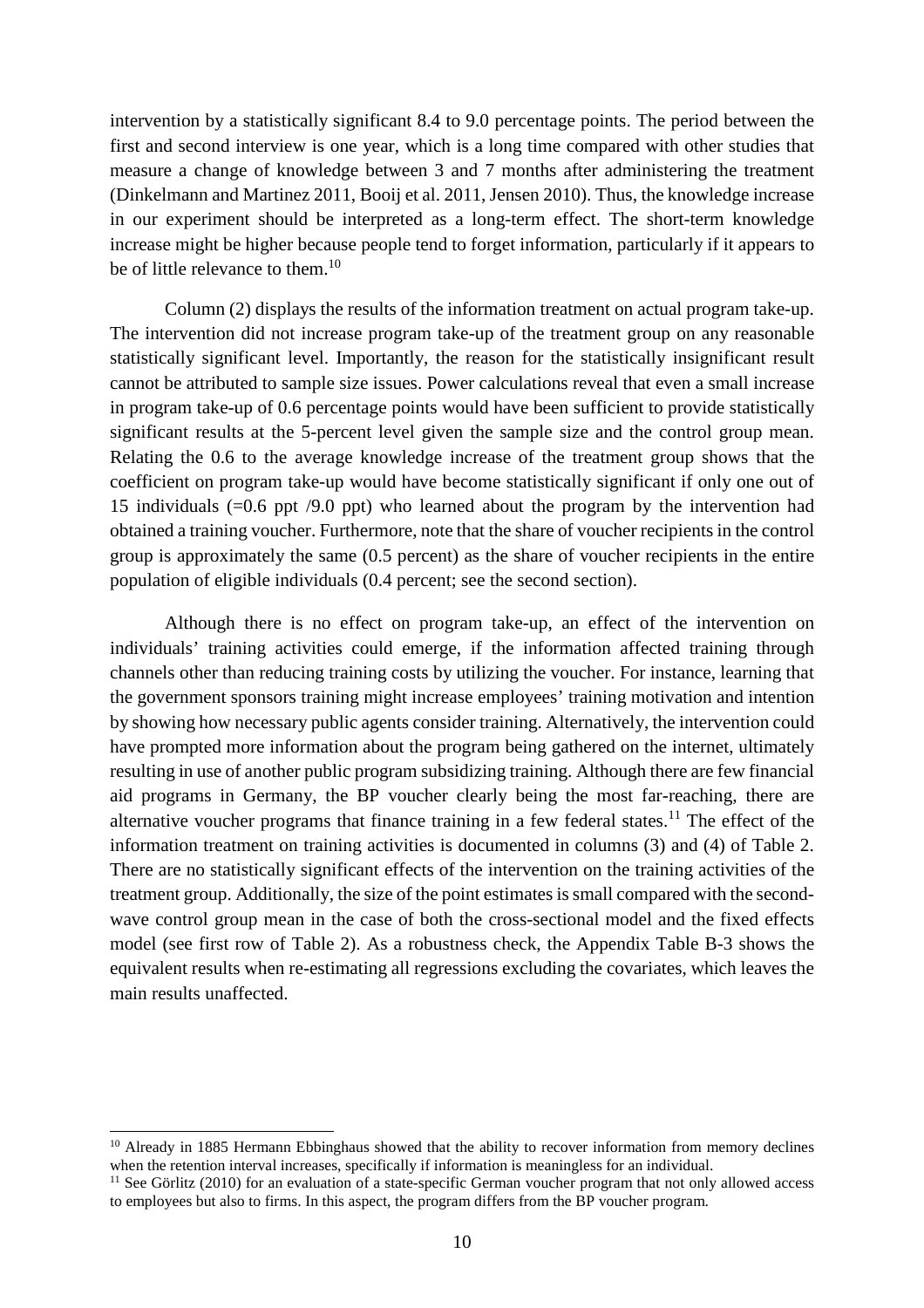intervention by a statistically significant 8.4 to 9.0 percentage points. The period between the first and second interview is one year, which is a long time compared with other studies that measure a change of knowledge between 3 and 7 months after administering the treatment (Dinkelmann and Martinez 2011, Booij et al. 2011, Jensen 2010). Thus, the knowledge increase in our experiment should be interpreted as a long-term effect. The short-term knowledge increase might be higher because people tend to forget information, particularly if it appears to be of little relevance to them.[10]

Column (2) displays the results of the information treatment on actual program take-up. The intervention did not increase program take-up of the treatment group on any reasonable statistically significant level. Importantly, the reason for the statistically insignificant result cannot be attributed to sample size issues. Power calculations reveal that even a small increase in program take-up of 0.6 percentage points would have been sufficient to provide statistically significant results at the 5-percent level given the sample size and the control group mean. Relating the 0.6 to the average knowledge increase of the treatment group shows that the coefficient on program take-up would have become statistically significant if only one out of 15 individuals (=0.6 ppt /9.0 ppt) who learned about the program by the intervention had obtained a training voucher. Furthermore, note that the share of voucher recipients in the control group is approximately the same (0.5 percent) as the share of voucher recipients in the entire population of eligible individuals (0.4 percent; see the second section).

Although there is no effect on program take-up, an effect of the intervention on individuals' training activities could emerge, if the information affected training through channels other than reducing training costs by utilizing the voucher. For instance, learning that the government sponsors training might increase employees' training motivation and intention by showing how necessary public agents consider training. Alternatively, the intervention could have prompted more information about the program being gathered on the internet, ultimately resulting in use of another public program subsidizing training. Although there are few financial aid programs in Germany, the BP voucher clearly being the most far-reaching, there are alternative voucher programs that finance training in a few federal states.[11] The effect of the information treatment on training activities is documented in columns (3) and (4) of Table 2. There are no statistically significant effects of the intervention on the training activities of the treatment group. Additionally, the size of the point estimates is small compared with the second-wave control group mean in the case of both the cross-sectional model and the fixed effects model (see first row of Table 2). As a robustness check, the Appendix Table B-3 shows the equivalent results when re-estimating all regressions excluding the covariates, which leaves the main results unaffected.

---

[10] Already in 1885 Hermann Ebbinghaus showed that the ability to recover information from memory declines when the retention interval increases, specifically if information is meaningless for an individual.

[11] See Görlitz (2010) for an evaluation of a state-specific German voucher program that not only allowed access to employees but also to firms. In this aspect, the program differs from the BP voucher program.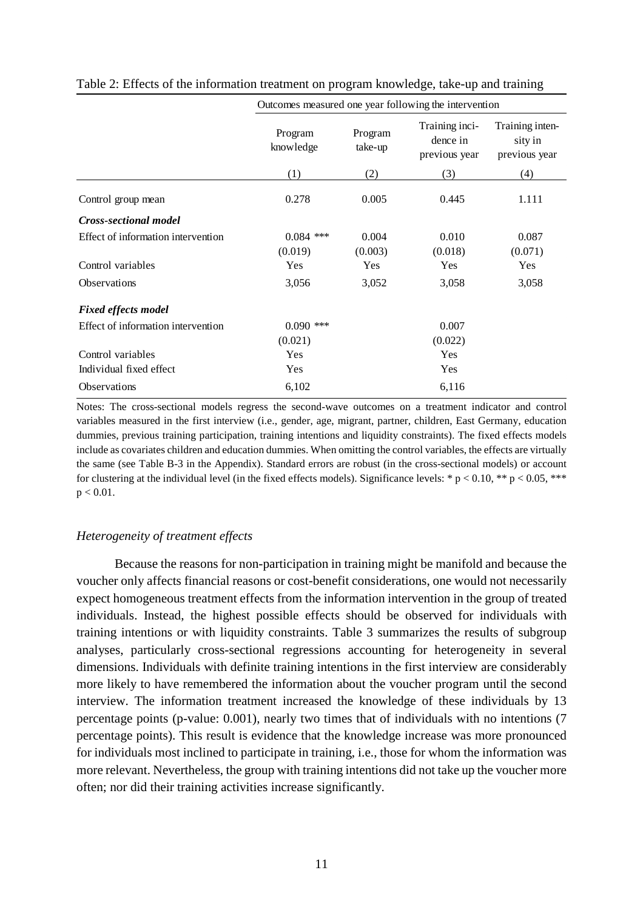Table 2: Effects of the information treatment on program knowledge, take-up and training

| | Outcomes measured one year following the intervention | | | |
|---|---|---|---|---|
| | Program knowledge | Program take-up | Training incidence in previous year | Training intensity in previous year |
| | (1) | (2) | (3) | (4) |
| Control group mean | 0.278 | 0.005 | 0.445 | 1.111 |
| ***Cross-sectional model*** | | | | |
| Effect of information intervention | 0.084 *** | 0.004 | 0.010 | 0.087 |
| | (0.019) | (0.003) | (0.018) | (0.071) |
| Control variables | Yes | Yes | Yes | Yes |
| Observations | 3,056 | 3,052 | 3,058 | 3,058 |
| ***Fixed effects model*** | | | | |
| Effect of information intervention | 0.090 *** | | 0.007 | |
| | (0.021) | | (0.022) | |
| Control variables | Yes | | Yes | |
| Individual fixed effect | Yes | | Yes | |
| Observations | 6,102 | | 6,116 | |

Notes: The cross-sectional models regress the second-wave outcomes on a treatment indicator and control variables measured in the first interview (i.e., gender, age, migrant, partner, children, East Germany, education dummies, previous training participation, training intentions and liquidity constraints). The fixed effects models include as covariates children and education dummies. When omitting the control variables, the effects are virtually the same (see Table B-3 in the Appendix). Standard errors are robust (in the cross-sectional models) or account for clustering at the individual level (in the fixed effects models). Significance levels: * $p < 0.10$, ** $p < 0.05$, *** $p < 0.01$.

*Heterogeneity of treatment effects*

Because the reasons for non-participation in training might be manifold and because the voucher only affects financial reasons or cost-benefit considerations, one would not necessarily expect homogeneous treatment effects from the information intervention in the group of treated individuals. Instead, the highest possible effects should be observed for individuals with training intentions or with liquidity constraints. Table 3 summarizes the results of subgroup analyses, particularly cross-sectional regressions accounting for heterogeneity in several dimensions. Individuals with definite training intentions in the first interview are considerably more likely to have remembered the information about the voucher program until the second interview. The information treatment increased the knowledge of these individuals by 13 percentage points (p-value: 0.001), nearly two times that of individuals with no intentions (7 percentage points). This result is evidence that the knowledge increase was more pronounced for individuals most inclined to participate in training, i.e., those for whom the information was more relevant. Nevertheless, the group with training intentions did not take up the voucher more often; nor did their training activities increase significantly.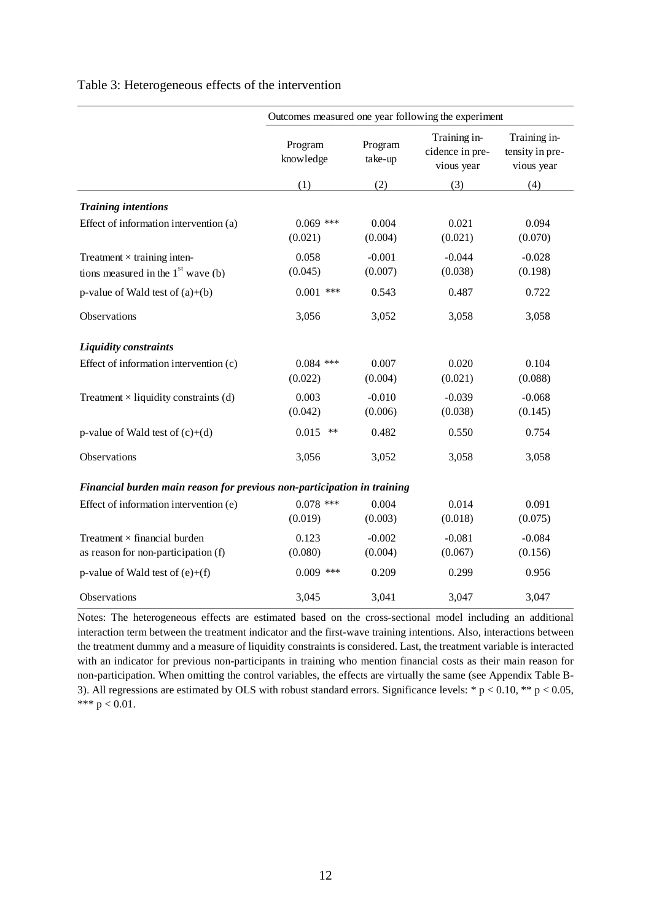Table 3: Heterogeneous effects of the intervention

| | Outcomes measured one year following the experiment | | | |
|---|---|---|---|---|
| | Program knowledge | Program take-up | Training incidence in previous year | Training intensity in previous year |
| | (1) | (2) | (3) | (4) |
| ***Training intentions*** | | | | |
| Effect of information intervention (a) | 0.069 *** | 0.004 | 0.021 | 0.094 |
| | (0.021) | (0.004) | (0.021) | (0.070) |
| Treatment × training intentions measured in the 1st wave (b) | 0.058 | -0.001 | -0.044 | -0.028 |
| | (0.045) | (0.007) | (0.038) | (0.198) |
| p-value of Wald test of (a)+(b) | 0.001 *** | 0.543 | 0.487 | 0.722 |
| Observations | 3,056 | 3,052 | 3,058 | 3,058 |
| ***Liquidity constraints*** | | | | |
| Effect of information intervention (c) | 0.084 *** | 0.007 | 0.020 | 0.104 |
| | (0.022) | (0.004) | (0.021) | (0.088) |
| Treatment × liquidity constraints (d) | 0.003 | -0.010 | -0.039 | -0.068 |
| | (0.042) | (0.006) | (0.038) | (0.145) |
| p-value of Wald test of (c)+(d) | 0.015 ** | 0.482 | 0.550 | 0.754 |
| Observations | 3,056 | 3,052 | 3,058 | 3,058 |
| ***Financial burden main reason for previous non-participation in training*** | | | | |
| Effect of information intervention (e) | 0.078 *** | 0.004 | 0.014 | 0.091 |
| | (0.019) | (0.003) | (0.018) | (0.075) |
| Treatment × financial burden as reason for non-participation (f) | 0.123 | -0.002 | -0.081 | -0.084 |
| | (0.080) | (0.004) | (0.067) | (0.156) |
| p-value of Wald test of (e)+(f) | 0.009 *** | 0.209 | 0.299 | 0.956 |
| Observations | 3,045 | 3,041 | 3,047 | 3,047 |

Notes: The heterogeneous effects are estimated based on the cross-sectional model including an additional interaction term between the treatment indicator and the first-wave training intentions. Also, interactions between the treatment dummy and a measure of liquidity constraints is considered. Last, the treatment variable is interacted with an indicator for previous non-participants in training who mention financial costs as their main reason for non-participation. When omitting the control variables, the effects are virtually the same (see Appendix Table B-3). All regressions are estimated by OLS with robust standard errors. Significance levels: * $p < 0.10$, ** $p < 0.05$, *** $p < 0.01$.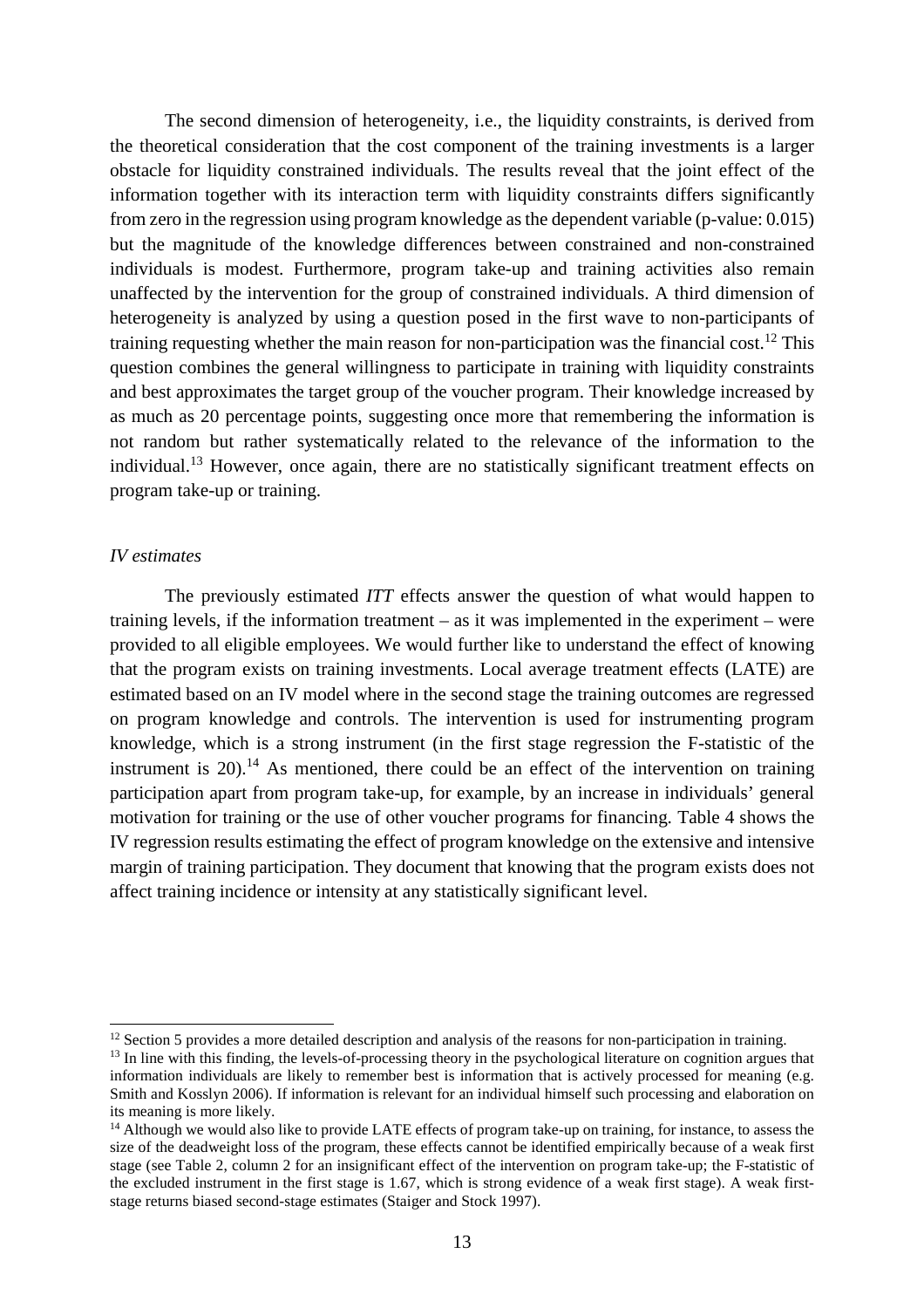The second dimension of heterogeneity, i.e., the liquidity constraints, is derived from the theoretical consideration that the cost component of the training investments is a larger obstacle for liquidity constrained individuals. The results reveal that the joint effect of the information together with its interaction term with liquidity constraints differs significantly from zero in the regression using program knowledge as the dependent variable (p-value: 0.015) but the magnitude of the knowledge differences between constrained and non-constrained individuals is modest. Furthermore, program take-up and training activities also remain unaffected by the intervention for the group of constrained individuals. A third dimension of heterogeneity is analyzed by using a question posed in the first wave to non-participants of training requesting whether the main reason for non-participation was the financial cost.[12] This question combines the general willingness to participate in training with liquidity constraints and best approximates the target group of the voucher program. Their knowledge increased by as much as 20 percentage points, suggesting once more that remembering the information is not random but rather systematically related to the relevance of the information to the individual.[13] However, once again, there are no statistically significant treatment effects on program take-up or training.

*IV estimates*

The previously estimated *ITT* effects answer the question of what would happen to training levels, if the information treatment – as it was implemented in the experiment – were provided to all eligible employees. We would further like to understand the effect of knowing that the program exists on training investments. Local average treatment effects (LATE) are estimated based on an IV model where in the second stage the training outcomes are regressed on program knowledge and controls. The intervention is used for instrumenting program knowledge, which is a strong instrument (in the first stage regression the F-statistic of the instrument is 20).[14] As mentioned, there could be an effect of the intervention on training participation apart from program take-up, for example, by an increase in individuals' general motivation for training or the use of other voucher programs for financing. Table 4 shows the IV regression results estimating the effect of program knowledge on the extensive and intensive margin of training participation. They document that knowing that the program exists does not affect training incidence or intensity at any statistically significant level.

---

[12] Section 5 provides a more detailed description and analysis of the reasons for non-participation in training.

[13] In line with this finding, the levels-of-processing theory in the psychological literature on cognition argues that information individuals are likely to remember best is information that is actively processed for meaning (e.g. Smith and Kosslyn 2006). If information is relevant for an individual himself such processing and elaboration on its meaning is more likely.

[14] Although we would also like to provide LATE effects of program take-up on training, for instance, to assess the size of the deadweight loss of the program, these effects cannot be identified empirically because of a weak first stage (see Table 2, column 2 for an insignificant effect of the intervention on program take-up; the F-statistic of the excluded instrument in the first stage is 1.67, which is strong evidence of a weak first stage). A weak first-stage returns biased second-stage estimates (Staiger and Stock 1997).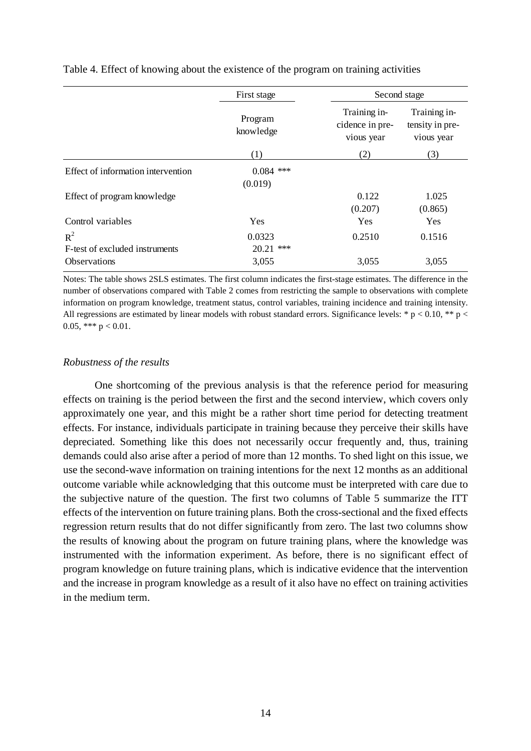Table 4. Effect of knowing about the existence of the program on training activities

| | First stage | Second stage | |
|---|---|---|---|
| | Program knowledge | Training incidence in previous year | Training intensity in previous year |
| | (1) | (2) | (3) |
| Effect of information intervention | 0.084 *** | | |
| | (0.019) | | |
| Effect of program knowledge | | 0.122 | 1.025 |
| | | (0.207) | (0.865) |
| Control variables | Yes | Yes | Yes |
| $R^2$ | 0.0323 | 0.2510 | 0.1516 |
| F-test of excluded instruments | 20.21 *** | | |
| Observations | 3,055 | 3,055 | 3,055 |

Notes: The table shows 2SLS estimates. The first column indicates the first-stage estimates. The difference in the number of observations compared with Table 2 comes from restricting the sample to observations with complete information on program knowledge, treatment status, control variables, training incidence and training intensity. All regressions are estimated by linear models with robust standard errors. Significance levels: * $p < 0.10$, ** $p < 0.05$, *** $p < 0.01$.

*Robustness of the results*

One shortcoming of the previous analysis is that the reference period for measuring effects on training is the period between the first and the second interview, which covers only approximately one year, and this might be a rather short time period for detecting treatment effects. For instance, individuals participate in training because they perceive their skills have depreciated. Something like this does not necessarily occur frequently and, thus, training demands could also arise after a period of more than 12 months. To shed light on this issue, we use the second-wave information on training intentions for the next 12 months as an additional outcome variable while acknowledging that this outcome must be interpreted with care due to the subjective nature of the question. The first two columns of Table 5 summarize the ITT effects of the intervention on future training plans. Both the cross-sectional and the fixed effects regression return results that do not differ significantly from zero. The last two columns show the results of knowing about the program on future training plans, where the knowledge was instrumented with the information experiment. As before, there is no significant effect of program knowledge on future training plans, which is indicative evidence that the intervention and the increase in program knowledge as a result of it also have no effect on training activities in the medium term.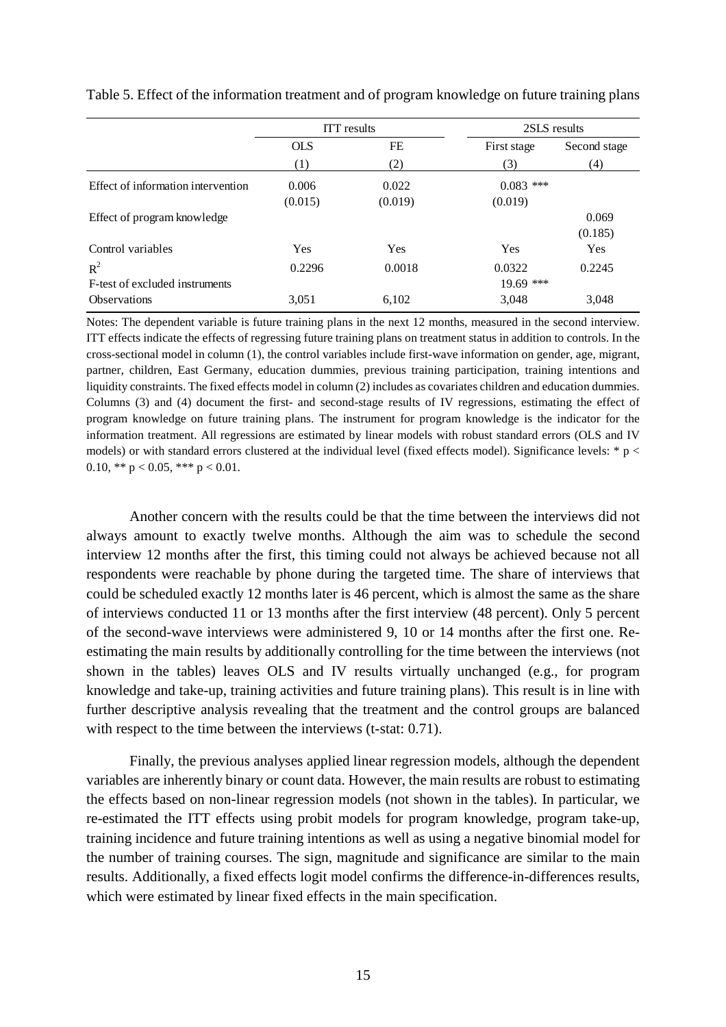Table 5. Effect of the information treatment and of program knowledge on future training plans

| | ITT results | | 2SLS results | |
|---|---|---|---|---|
| | OLS | FE | First stage | Second stage |
| | (1) | (2) | (3) | (4) |
| Effect of information intervention | 0.006 | 0.022 | 0.083 *** | |
| | (0.015) | (0.019) | (0.019) | |
| Effect of program knowledge | | | | 0.069 |
| | | | | (0.185) |
| Control variables | Yes | Yes | Yes | Yes |
| $R^2$ | 0.2296 | 0.0018 | 0.0322 | 0.2245 |
| F-test of excluded instruments | | | 19.69 *** | |
| Observations | 3,051 | 6,102 | 3,048 | 3,048 |

Notes: The dependent variable is future training plans in the next 12 months, measured in the second interview. ITT effects indicate the effects of regressing future training plans on treatment status in addition to controls. In the cross-sectional model in column (1), the control variables include first-wave information on gender, age, migrant, partner, children, East Germany, education dummies, previous training participation, training intentions and liquidity constraints. The fixed effects model in column (2) includes as covariates children and education dummies. Columns (3) and (4) document the first- and second-stage results of IV regressions, estimating the effect of program knowledge on future training plans. The instrument for program knowledge is the indicator for the information treatment. All regressions are estimated by linear models with robust standard errors (OLS and IV models) or with standard errors clustered at the individual level (fixed effects model). Significance levels: * $p < 0.10$, ** $p < 0.05$, *** $p < 0.01$.

Another concern with the results could be that the time between the interviews did not always amount to exactly twelve months. Although the aim was to schedule the second interview 12 months after the first, this timing could not always be achieved because not all respondents were reachable by phone during the targeted time. The share of interviews that could be scheduled exactly 12 months later is 46 percent, which is almost the same as the share of interviews conducted 11 or 13 months after the first interview (48 percent). Only 5 percent of the second-wave interviews were administered 9, 10 or 14 months after the first one. Re-estimating the main results by additionally controlling for the time between the interviews (not shown in the tables) leaves OLS and IV results virtually unchanged (e.g., for program knowledge and take-up, training activities and future training plans). This result is in line with further descriptive analysis revealing that the treatment and the control groups are balanced with respect to the time between the interviews (t-stat: 0.71).

Finally, the previous analyses applied linear regression models, although the dependent variables are inherently binary or count data. However, the main results are robust to estimating the effects based on non-linear regression models (not shown in the tables). In particular, we re-estimated the ITT effects using probit models for program knowledge, program take-up, training incidence and future training intentions as well as using a negative binomial model for the number of training courses. The sign, magnitude and significance are similar to the main results. Additionally, a fixed effects logit model confirms the difference-in-differences results, which were estimated by linear fixed effects in the main specification.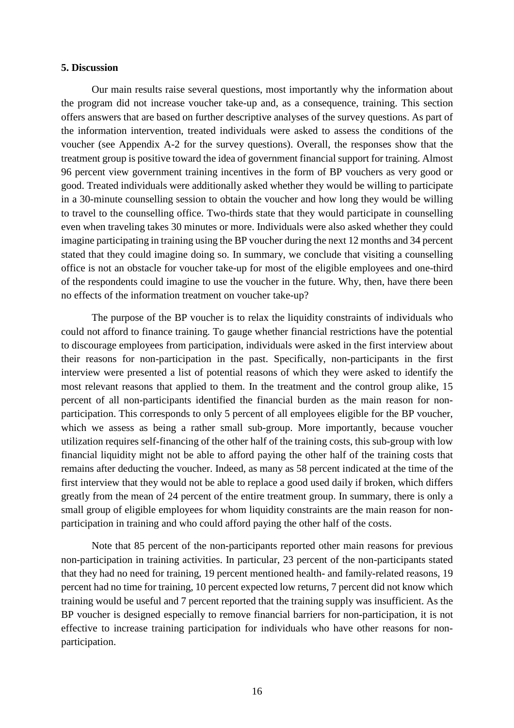### 5. Discussion

Our main results raise several questions, most importantly why the information about the program did not increase voucher take-up and, as a consequence, training. This section offers answers that are based on further descriptive analyses of the survey questions. As part of the information intervention, treated individuals were asked to assess the conditions of the voucher (see Appendix A-2 for the survey questions). Overall, the responses show that the treatment group is positive toward the idea of government financial support for training. Almost 96 percent view government training incentives in the form of BP vouchers as very good or good. Treated individuals were additionally asked whether they would be willing to participate in a 30-minute counselling session to obtain the voucher and how long they would be willing to travel to the counselling office. Two-thirds state that they would participate in counselling even when traveling takes 30 minutes or more. Individuals were also asked whether they could imagine participating in training using the BP voucher during the next 12 months and 34 percent stated that they could imagine doing so. In summary, we conclude that visiting a counselling office is not an obstacle for voucher take-up for most of the eligible employees and one-third of the respondents could imagine to use the voucher in the future. Why, then, have there been no effects of the information treatment on voucher take-up?

The purpose of the BP voucher is to relax the liquidity constraints of individuals who could not afford to finance training. To gauge whether financial restrictions have the potential to discourage employees from participation, individuals were asked in the first interview about their reasons for non-participation in the past. Specifically, non-participants in the first interview were presented a list of potential reasons of which they were asked to identify the most relevant reasons that applied to them. In the treatment and the control group alike, 15 percent of all non-participants identified the financial burden as the main reason for non-participation. This corresponds to only 5 percent of all employees eligible for the BP voucher, which we assess as being a rather small sub-group. More importantly, because voucher utilization requires self-financing of the other half of the training costs, this sub-group with low financial liquidity might not be able to afford paying the other half of the training costs that remains after deducting the voucher. Indeed, as many as 58 percent indicated at the time of the first interview that they would not be able to replace a good used daily if broken, which differs greatly from the mean of 24 percent of the entire treatment group. In summary, there is only a small group of eligible employees for whom liquidity constraints are the main reason for non-participation in training and who could afford paying the other half of the costs.

Note that 85 percent of the non-participants reported other main reasons for previous non-participation in training activities. In particular, 23 percent of the non-participants stated that they had no need for training, 19 percent mentioned health- and family-related reasons, 19 percent had no time for training, 10 percent expected low returns, 7 percent did not know which training would be useful and 7 percent reported that the training supply was insufficient. As the BP voucher is designed especially to remove financial barriers for non-participation, it is not effective to increase training participation for individuals who have other reasons for non-participation.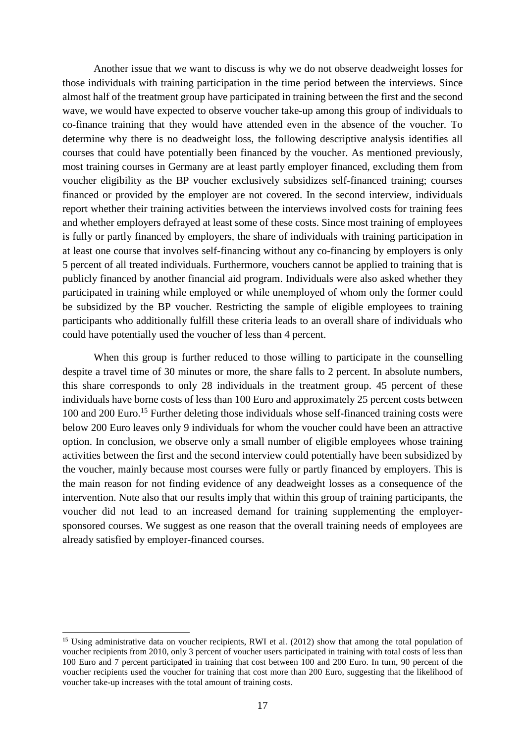Another issue that we want to discuss is why we do not observe deadweight losses for those individuals with training participation in the time period between the interviews. Since almost half of the treatment group have participated in training between the first and the second wave, we would have expected to observe voucher take-up among this group of individuals to co-finance training that they would have attended even in the absence of the voucher. To determine why there is no deadweight loss, the following descriptive analysis identifies all courses that could have potentially been financed by the voucher. As mentioned previously, most training courses in Germany are at least partly employer financed, excluding them from voucher eligibility as the BP voucher exclusively subsidizes self-financed training; courses financed or provided by the employer are not covered. In the second interview, individuals report whether their training activities between the interviews involved costs for training fees and whether employers defrayed at least some of these costs. Since most training of employees is fully or partly financed by employers, the share of individuals with training participation in at least one course that involves self-financing without any co-financing by employers is only 5 percent of all treated individuals. Furthermore, vouchers cannot be applied to training that is publicly financed by another financial aid program. Individuals were also asked whether they participated in training while employed or while unemployed of whom only the former could be subsidized by the BP voucher. Restricting the sample of eligible employees to training participants who additionally fulfill these criteria leads to an overall share of individuals who could have potentially used the voucher of less than 4 percent.

When this group is further reduced to those willing to participate in the counselling despite a travel time of 30 minutes or more, the share falls to 2 percent. In absolute numbers, this share corresponds to only 28 individuals in the treatment group. 45 percent of these individuals have borne costs of less than 100 Euro and approximately 25 percent costs between 100 and 200 Euro.[15] Further deleting those individuals whose self-financed training costs were below 200 Euro leaves only 9 individuals for whom the voucher could have been an attractive option. In conclusion, we observe only a small number of eligible employees whose training activities between the first and the second interview could potentially have been subsidized by the voucher, mainly because most courses were fully or partly financed by employers. This is the main reason for not finding evidence of any deadweight losses as a consequence of the intervention. Note also that our results imply that within this group of training participants, the voucher did not lead to an increased demand for training supplementing the employer-sponsored courses. We suggest as one reason that the overall training needs of employees are already satisfied by employer-financed courses.

---

[15] Using administrative data on voucher recipients, RWI et al. (2012) show that among the total population of voucher recipients from 2010, only 3 percent of voucher users participated in training with total costs of less than 100 Euro and 7 percent participated in training that cost between 100 and 200 Euro. In turn, 90 percent of the voucher recipients used the voucher for training that cost more than 200 Euro, suggesting that the likelihood of voucher take-up increases with the total amount of training costs.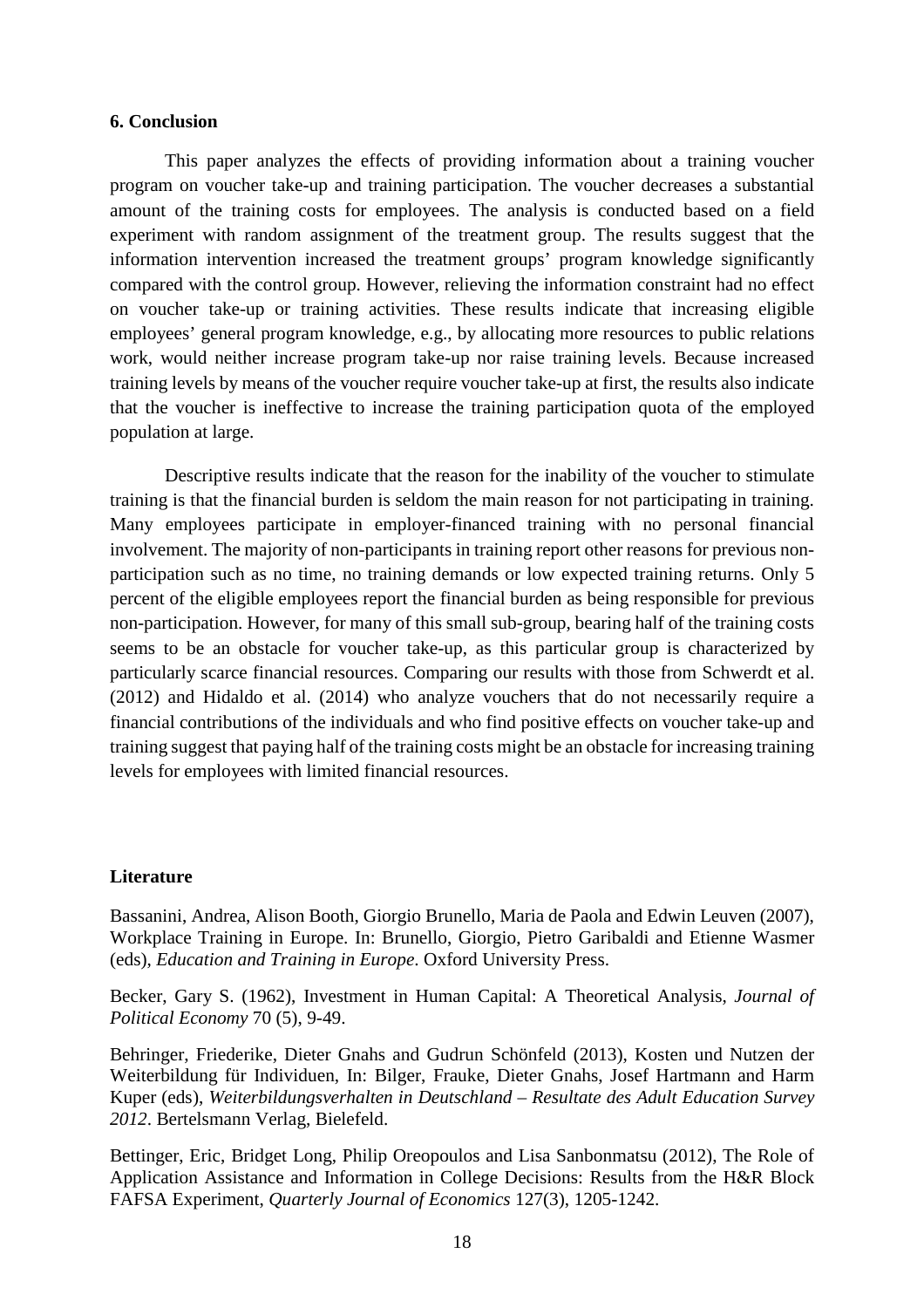## 6. Conclusion

This paper analyzes the effects of providing information about a training voucher program on voucher take-up and training participation. The voucher decreases a substantial amount of the training costs for employees. The analysis is conducted based on a field experiment with random assignment of the treatment group. The results suggest that the information intervention increased the treatment groups' program knowledge significantly compared with the control group. However, relieving the information constraint had no effect on voucher take-up or training activities. These results indicate that increasing eligible employees' general program knowledge, e.g., by allocating more resources to public relations work, would neither increase program take-up nor raise training levels. Because increased training levels by means of the voucher require voucher take-up at first, the results also indicate that the voucher is ineffective to increase the training participation quota of the employed population at large.

Descriptive results indicate that the reason for the inability of the voucher to stimulate training is that the financial burden is seldom the main reason for not participating in training. Many employees participate in employer-financed training with no personal financial involvement. The majority of non-participants in training report other reasons for previous non-participation such as no time, no training demands or low expected training returns. Only 5 percent of the eligible employees report the financial burden as being responsible for previous non-participation. However, for many of this small sub-group, bearing half of the training costs seems to be an obstacle for voucher take-up, as this particular group is characterized by particularly scarce financial resources. Comparing our results with those from Schwerdt et al. (2012) and Hidaldo et al. (2014) who analyze vouchers that do not necessarily require a financial contributions of the individuals and who find positive effects on voucher take-up and training suggest that paying half of the training costs might be an obstacle for increasing training levels for employees with limited financial resources.

## Literature

Bassanini, Andrea, Alison Booth, Giorgio Brunello, Maria de Paola and Edwin Leuven (2007), Workplace Training in Europe. In: Brunello, Giorgio, Pietro Garibaldi and Etienne Wasmer (eds), *Education and Training in Europe*. Oxford University Press.

Becker, Gary S. (1962), Investment in Human Capital: A Theoretical Analysis, *Journal of Political Economy* 70 (5), 9-49.

Behringer, Friederike, Dieter Gnahs and Gudrun Schönfeld (2013), Kosten und Nutzen der Weiterbildung für Individuen, In: Bilger, Frauke, Dieter Gnahs, Josef Hartmann and Harm Kuper (eds), *Weiterbildungsverhalten in Deutschland – Resultate des Adult Education Survey 2012*. Bertelsmann Verlag, Bielefeld.

Bettinger, Eric, Bridget Long, Philip Oreopoulos and Lisa Sanbonmatsu (2012), The Role of Application Assistance and Information in College Decisions: Results from the H&R Block FAFSA Experiment, *Quarterly Journal of Economics* 127(3), 1205-1242.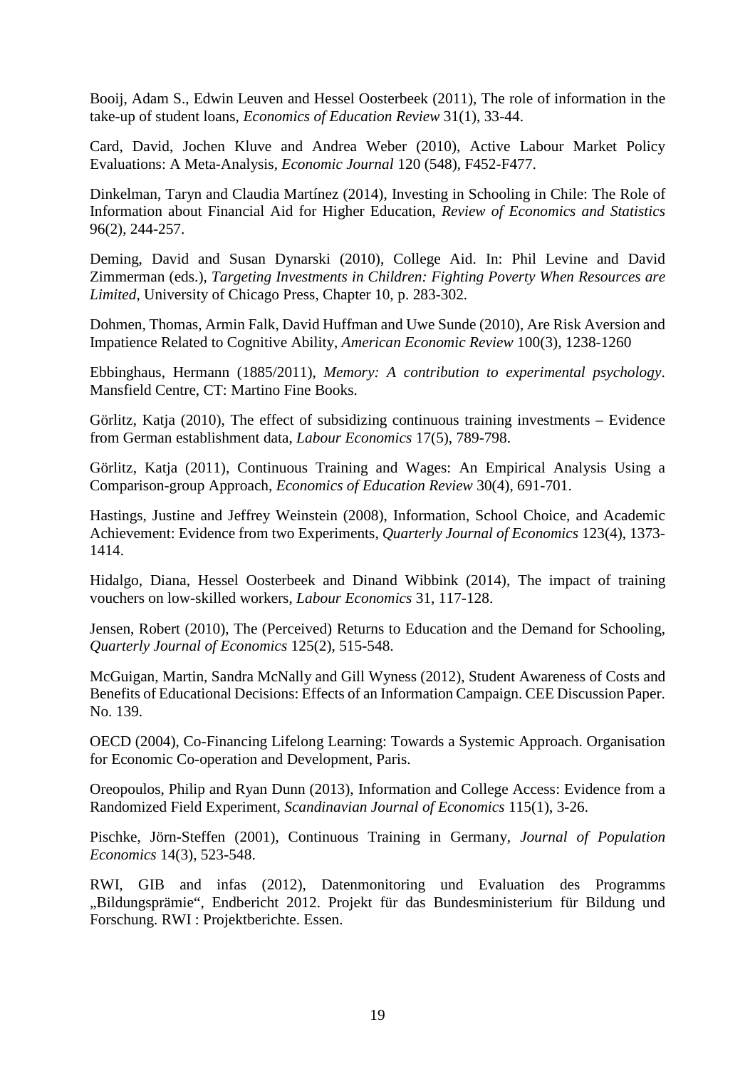Booij, Adam S., Edwin Leuven and Hessel Oosterbeek (2011), The role of information in the take-up of student loans, *Economics of Education Review* 31(1), 33-44.

Card, David, Jochen Kluve and Andrea Weber (2010), Active Labour Market Policy Evaluations: A Meta-Analysis, *Economic Journal* 120 (548), F452-F477.

Dinkelman, Taryn and Claudia Martínez (2014), Investing in Schooling in Chile: The Role of Information about Financial Aid for Higher Education, *Review of Economics and Statistics* 96(2), 244-257.

Deming, David and Susan Dynarski (2010), College Aid. In: Phil Levine and David Zimmerman (eds.), *Targeting Investments in Children: Fighting Poverty When Resources are Limited*, University of Chicago Press, Chapter 10, p. 283-302.

Dohmen, Thomas, Armin Falk, David Huffman and Uwe Sunde (2010), Are Risk Aversion and Impatience Related to Cognitive Ability, *American Economic Review* 100(3), 1238-1260

Ebbinghaus, Hermann (1885/2011), *Memory: A contribution to experimental psychology*. Mansfield Centre, CT: Martino Fine Books.

Görlitz, Katja (2010), The effect of subsidizing continuous training investments – Evidence from German establishment data, *Labour Economics* 17(5), 789-798.

Görlitz, Katja (2011), Continuous Training and Wages: An Empirical Analysis Using a Comparison-group Approach, *Economics of Education Review* 30(4), 691-701.

Hastings, Justine and Jeffrey Weinstein (2008), Information, School Choice, and Academic Achievement: Evidence from two Experiments, *Quarterly Journal of Economics* 123(4), 1373-1414.

Hidalgo, Diana, Hessel Oosterbeek and Dinand Wibbink (2014), The impact of training vouchers on low-skilled workers, *Labour Economics* 31, 117-128.

Jensen, Robert (2010), The (Perceived) Returns to Education and the Demand for Schooling, *Quarterly Journal of Economics* 125(2), 515-548.

McGuigan, Martin, Sandra McNally and Gill Wyness (2012), Student Awareness of Costs and Benefits of Educational Decisions: Effects of an Information Campaign. CEE Discussion Paper. No. 139.

OECD (2004), Co-Financing Lifelong Learning: Towards a Systemic Approach. Organisation for Economic Co-operation and Development, Paris.

Oreopoulos, Philip and Ryan Dunn (2013), Information and College Access: Evidence from a Randomized Field Experiment, *Scandinavian Journal of Economics* 115(1), 3-26.

Pischke, Jörn-Steffen (2001), Continuous Training in Germany, *Journal of Population Economics* 14(3), 523-548.

RWI, GIB and infas (2012), Datenmonitoring und Evaluation des Programms „Bildungsprämie", Endbericht 2012. Projekt für das Bundesministerium für Bildung und Forschung. RWI : Projektberichte. Essen.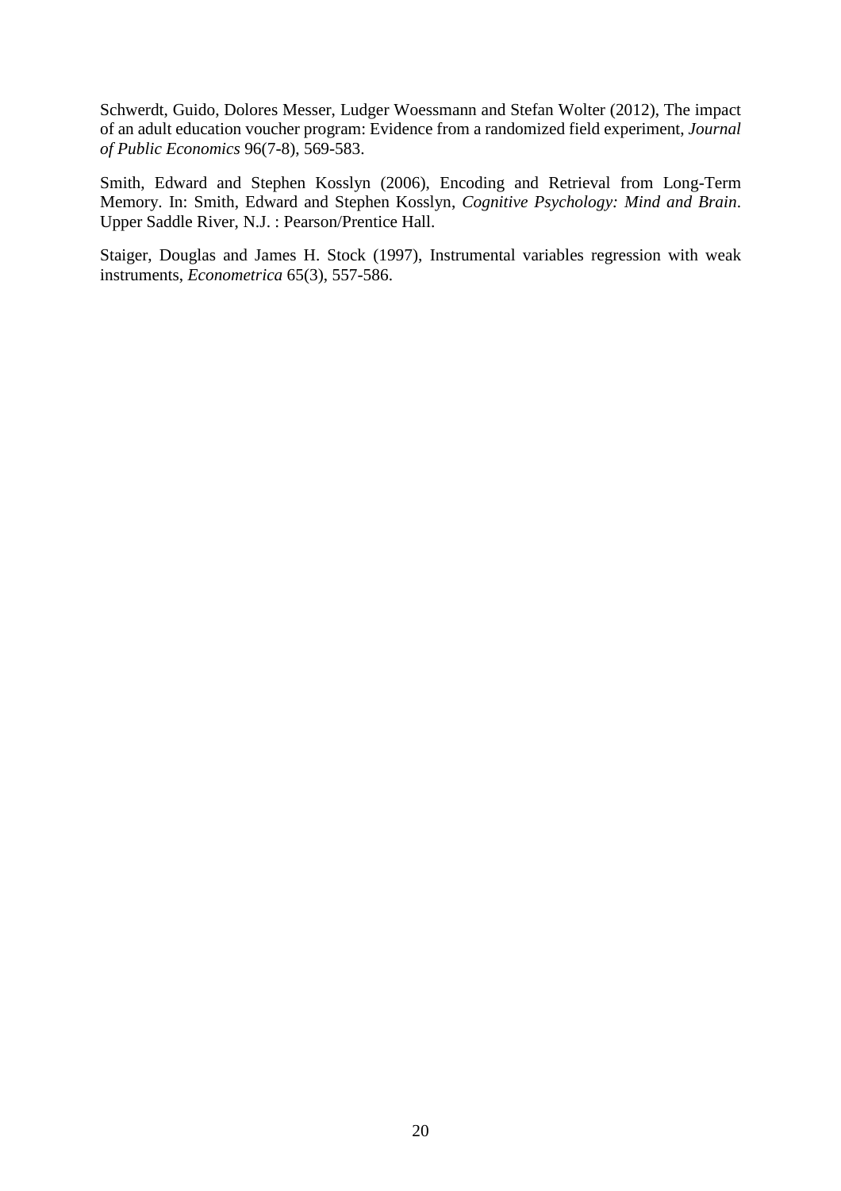Schwerdt, Guido, Dolores Messer, Ludger Woessmann and Stefan Wolter (2012), The impact of an adult education voucher program: Evidence from a randomized field experiment, *Journal of Public Economics* 96(7-8), 569-583.

Smith, Edward and Stephen Kosslyn (2006), Encoding and Retrieval from Long-Term Memory. In: Smith, Edward and Stephen Kosslyn, *Cognitive Psychology: Mind and Brain*. Upper Saddle River, N.J. : Pearson/Prentice Hall.

Staiger, Douglas and James H. Stock (1997), Instrumental variables regression with weak instruments, *Econometrica* 65(3), 557-586.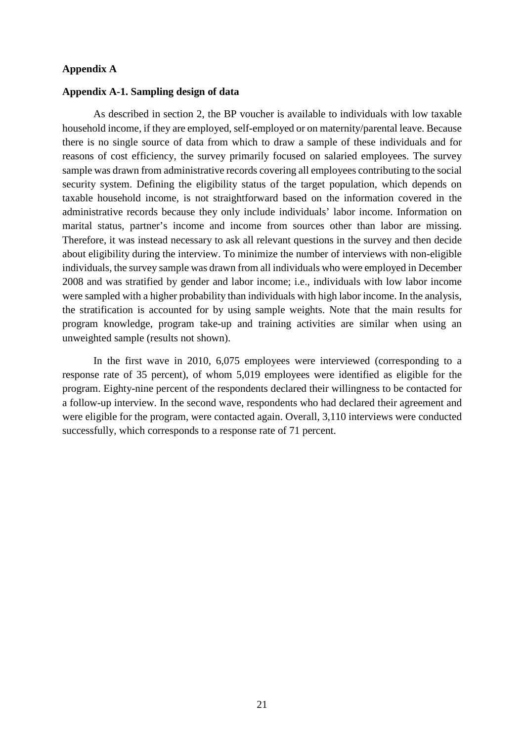# Appendix A

## Appendix A-1. Sampling design of data

As described in section 2, the BP voucher is available to individuals with low taxable household income, if they are employed, self-employed or on maternity/parental leave. Because there is no single source of data from which to draw a sample of these individuals and for reasons of cost efficiency, the survey primarily focused on salaried employees. The survey sample was drawn from administrative records covering all employees contributing to the social security system. Defining the eligibility status of the target population, which depends on taxable household income, is not straightforward based on the information covered in the administrative records because they only include individuals' labor income. Information on marital status, partner's income and income from sources other than labor are missing. Therefore, it was instead necessary to ask all relevant questions in the survey and then decide about eligibility during the interview. To minimize the number of interviews with non-eligible individuals, the survey sample was drawn from all individuals who were employed in December 2008 and was stratified by gender and labor income; i.e., individuals with low labor income were sampled with a higher probability than individuals with high labor income. In the analysis, the stratification is accounted for by using sample weights. Note that the main results for program knowledge, program take-up and training activities are similar when using an unweighted sample (results not shown).

In the first wave in 2010, 6,075 employees were interviewed (corresponding to a response rate of 35 percent), of whom 5,019 employees were identified as eligible for the program. Eighty-nine percent of the respondents declared their willingness to be contacted for a follow-up interview. In the second wave, respondents who had declared their agreement and were eligible for the program, were contacted again. Overall, 3,110 interviews were conducted successfully, which corresponds to a response rate of 71 percent.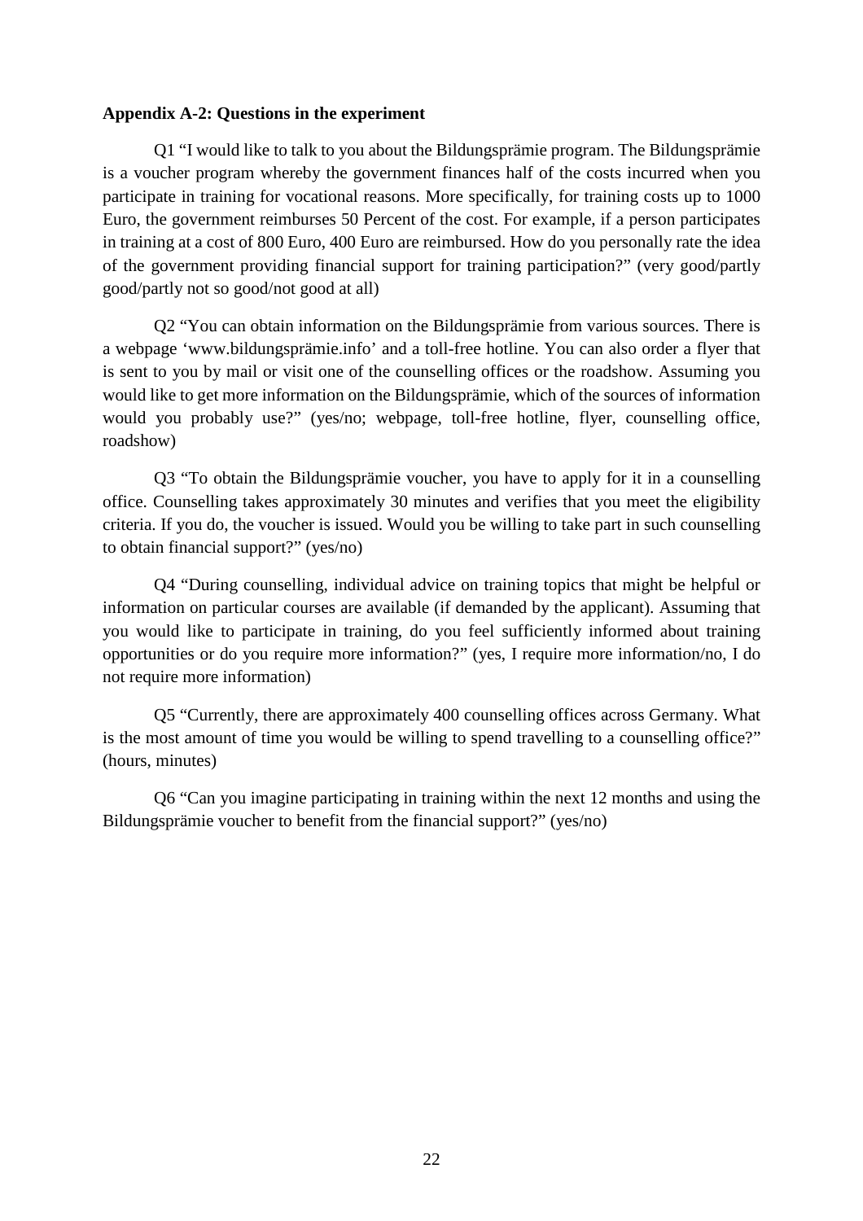**Appendix A-2: Questions in the experiment**

Q1 "I would like to talk to you about the Bildungsprämie program. The Bildungsprämie is a voucher program whereby the government finances half of the costs incurred when you participate in training for vocational reasons. More specifically, for training costs up to 1000 Euro, the government reimburses 50 Percent of the cost. For example, if a person participates in training at a cost of 800 Euro, 400 Euro are reimbursed. How do you personally rate the idea of the government providing financial support for training participation?" (very good/partly good/partly not so good/not good at all)

Q2 "You can obtain information on the Bildungsprämie from various sources. There is a webpage 'www.bildungsprämie.info' and a toll-free hotline. You can also order a flyer that is sent to you by mail or visit one of the counselling offices or the roadshow. Assuming you would like to get more information on the Bildungsprämie, which of the sources of information would you probably use?" (yes/no; webpage, toll-free hotline, flyer, counselling office, roadshow)

Q3 "To obtain the Bildungsprämie voucher, you have to apply for it in a counselling office. Counselling takes approximately 30 minutes and verifies that you meet the eligibility criteria. If you do, the voucher is issued. Would you be willing to take part in such counselling to obtain financial support?" (yes/no)

Q4 "During counselling, individual advice on training topics that might be helpful or information on particular courses are available (if demanded by the applicant). Assuming that you would like to participate in training, do you feel sufficiently informed about training opportunities or do you require more information?" (yes, I require more information/no, I do not require more information)

Q5 "Currently, there are approximately 400 counselling offices across Germany. What is the most amount of time you would be willing to spend travelling to a counselling office?" (hours, minutes)

Q6 "Can you imagine participating in training within the next 12 months and using the Bildungsprämie voucher to benefit from the financial support?" (yes/no)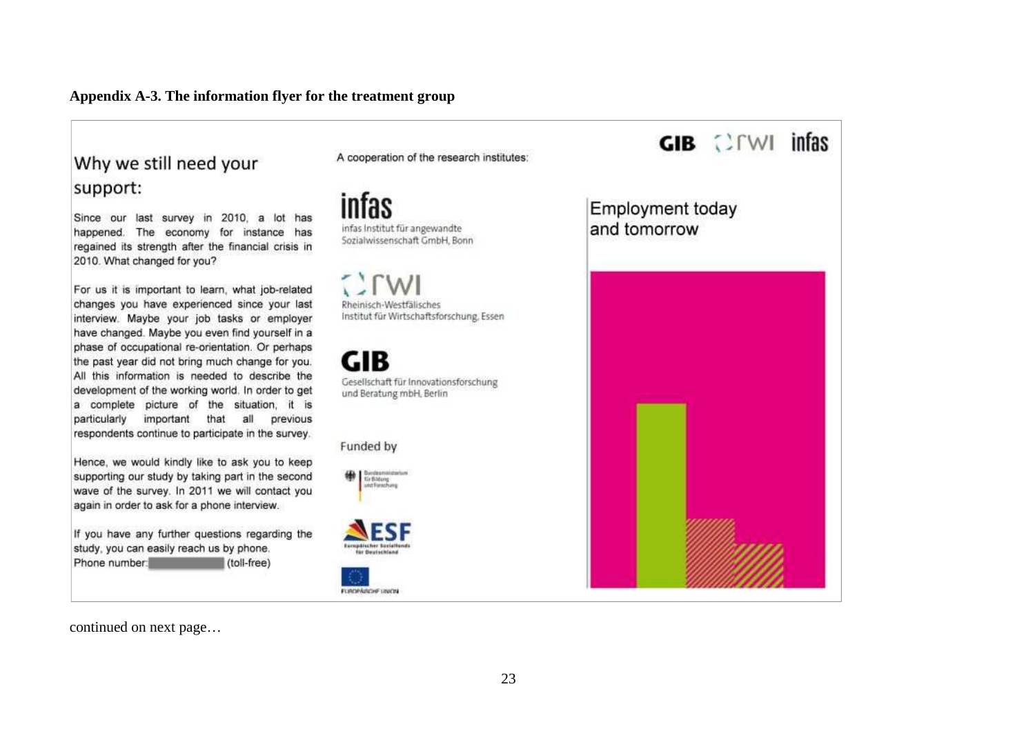**Appendix A-3. The information flyer for the treatment group**

## Why we still need your support:

Since our last survey in 2010, a lot has happened. The economy for instance has regained its strength after the financial crisis in 2010. What changed for you?

For us it is important to learn, what job-related changes you have experienced since your last interview. Maybe your job tasks or employer have changed. Maybe you even find yourself in a phase of occupational re-orientation. Or perhaps the past year did not bring much change for you. All this information is needed to describe the development of the working world. In order to get a complete picture of the situation, it is particularly important that all previous respondents continue to participate in the survey.

Hence, we would kindly like to ask you to keep supporting our study by taking part in the second wave of the survey. In 2011 we will contact you again in order to ask for a phone interview.

If you have any further questions regarding the study, you can easily reach us by phone.
Phone number: ██████ (toll-free)

A cooperation of the research institutes:

**infas**
infas Institut für angewandte Sozialwissenschaft GmbH, Bonn

**rwi**
Rheinisch-Westfälisches Institut für Wirtschaftsforschung, Essen

**GIB**
Gesellschaft für Innovationsforschung und Beratung mbH, Berlin

Funded by

Bundesministerium für Bildung und Forschung

ESF Europäischer Sozialfonds für Deutschland

Europäische Union

**GIB rwi infas**

## Employment today and tomorrow

continued on next page…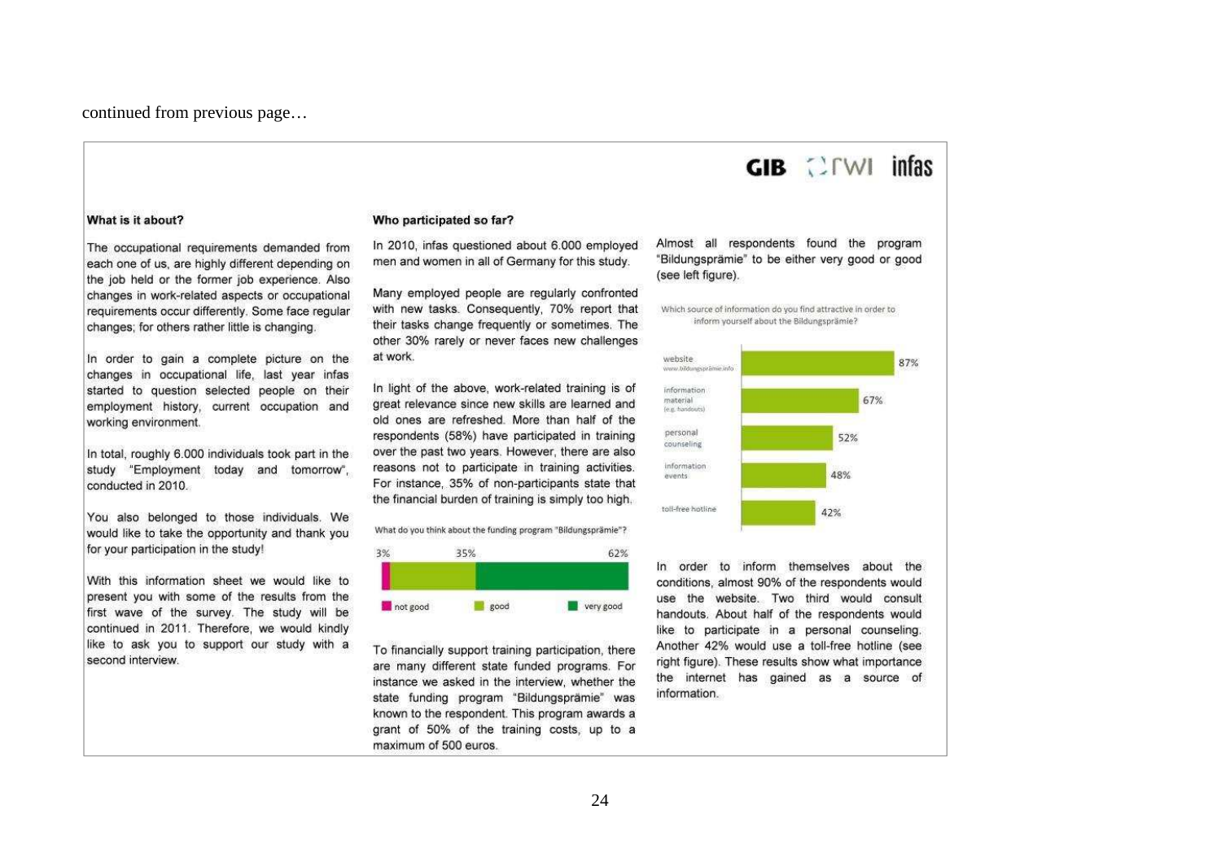continued from previous page…

GIB rwi infas

**What is it about?**

The occupational requirements demanded from each one of us, are highly different depending on the job held or the former job experience. Also changes in work-related aspects or occupational requirements occur differently. Some face regular changes; for others rather little is changing.

In order to gain a complete picture on the changes in occupational life, last year infas started to question selected people on their employment history, current occupation and working environment.

In total, roughly 6.000 individuals took part in the study "Employment today and tomorrow", conducted in 2010.

You also belonged to those individuals. We would like to take the opportunity and thank you for your participation in the study!

With this information sheet we would like to present you with some of the results from the first wave of the survey. The study will be continued in 2011. Therefore, we would kindly like to ask you to support our study with a second interview.

**Who participated so far?**

In 2010, infas questioned about 6.000 employed men and women in all of Germany for this study.

Many employed people are regularly confronted with new tasks. Consequently, 70% report that their tasks change frequently or sometimes. The other 30% rarely or never faces new challenges at work.

In light of the above, work-related training is of great relevance since new skills are learned and old ones are refreshed. More than half of the respondents (58%) have participated in training over the past two years. However, there are also reasons not to participate in training activities. For instance, 35% of non-participants state that the financial burden of training is simply too high.

What do you think about the funding program "Bildungsprämie"?

| not good | good | very good |
|---|---|---|
| 3% | 35% | 62% |

To financially support training participation, there are many different state funded programs. For instance we asked in the interview, whether the state funding program "Bildungsprämie" was known to the respondent. This program awards a grant of 50% of the training costs, up to a maximum of 500 euros.

Almost all respondents found the program "Bildungsprämie" to be either very good or good (see left figure).

Which source of information do you find attractive in order to inform yourself about the Bildungsprämie?

| Source | Share |
|---|---|
| website (www.bildungspraemie.info) | 87% |
| information material (e.g. handouts) | 67% |
| personal counseling | 52% |
| information events | 48% |
| toll-free hotline | 42% |

In order to inform themselves about the conditions, almost 90% of the respondents would use the website. Two third would consult handouts. About half of the respondents would like to participate in a personal counseling. Another 42% would use a toll-free hotline (see right figure). These results show what importance the internet has gained as a source of information.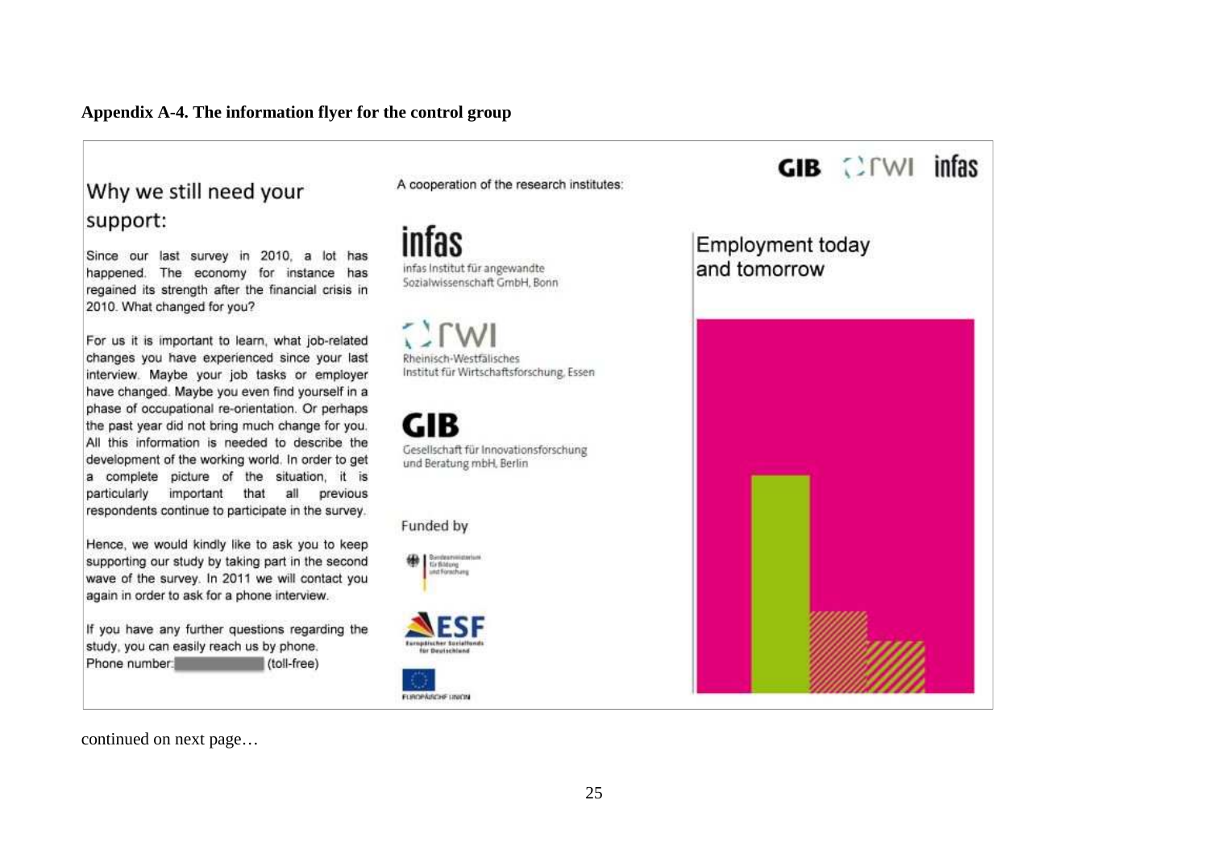**Appendix A-4. The information flyer for the control group**

## Why we still need your support:

Since our last survey in 2010, a lot has happened. The economy for instance has regained its strength after the financial crisis in 2010. What changed for you?

For us it is important to learn, what job-related changes you have experienced since your last interview. Maybe your job tasks or employer have changed. Maybe you even find yourself in a phase of occupational re-orientation. Or perhaps the past year did not bring much change for you. All this information is needed to describe the development of the working world. In order to get a complete picture of the situation, it is particularly important that all previous respondents continue to participate in the survey.

Hence, we would kindly like to ask you to keep supporting our study by taking part in the second wave of the survey. In 2011 we will contact you again in order to ask for a phone interview.

If you have any further questions regarding the study, you can easily reach us by phone.
Phone number: ████████ (toll-free)

A cooperation of the research institutes:

**infas**
infas Institut für angewandte Sozialwissenschaft GmbH, Bonn

**rwi**
Rheinisch-Westfälisches Institut für Wirtschaftsforschung, Essen

**GIB**
Gesellschaft für Innovationsforschung und Beratung mbH, Berlin

Funded by

Bundesministerium für Bildung und Forschung

ESF Europäischer Sozialfonds für Deutschland

EUROPÄISCHE UNION

GIB rwi infas

## Employment today and tomorrow

continued on next page…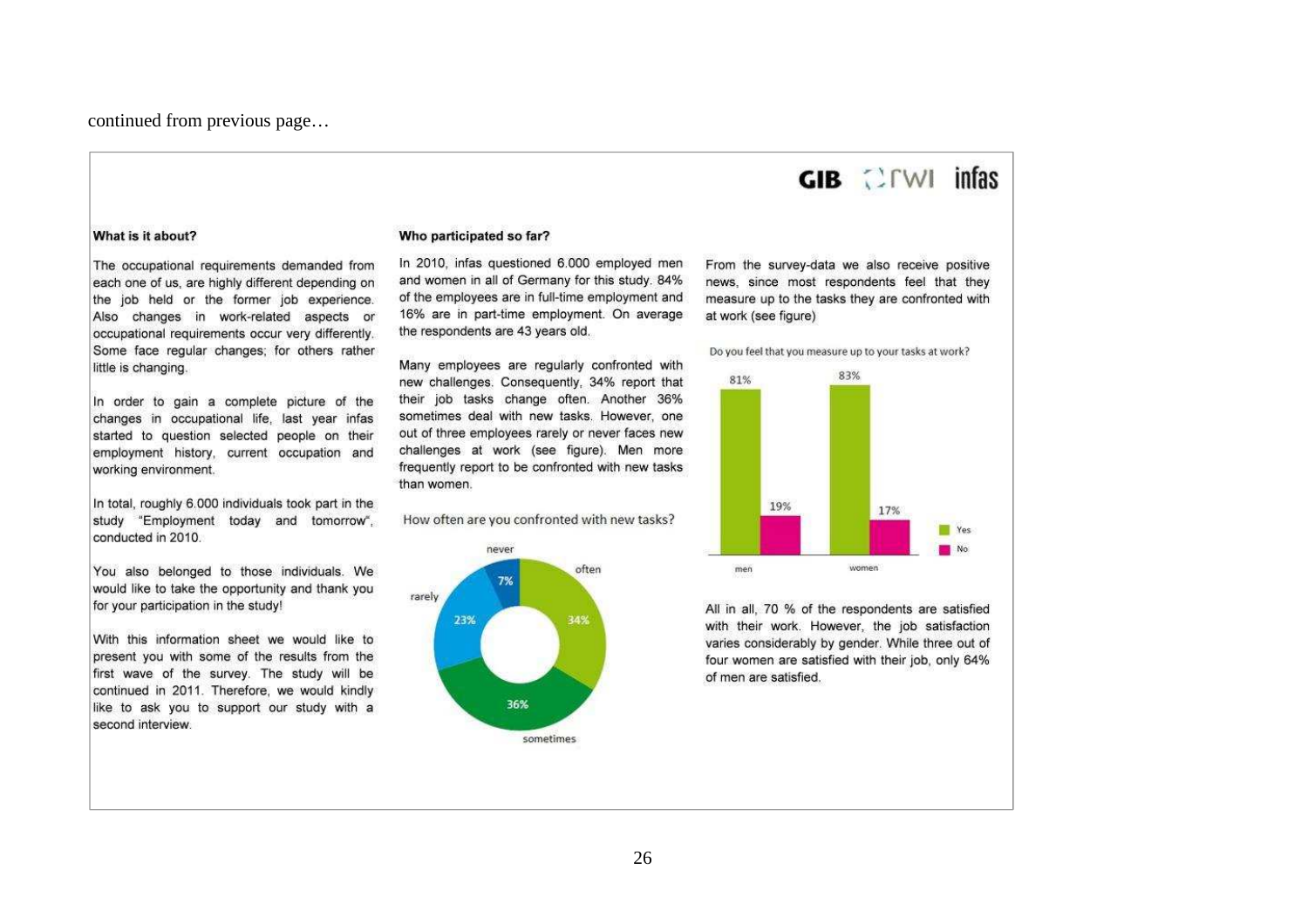continued from previous page…

GIB rwi infas

### What is it about?

The occupational requirements demanded from each one of us, are highly different depending on the job held or the former job experience. Also changes in work-related aspects or occupational requirements occur very differently. Some face regular changes; for others rather little is changing.

In order to gain a complete picture of the changes in occupational life, last year infas started to question selected people on their employment history, current occupation and working environment.

In total, roughly 6.000 individuals took part in the study "Employment today and tomorrow", conducted in 2010.

You also belonged to those individuals. We would like to take the opportunity and thank you for your participation in the study!

With this information sheet we would like to present you with some of the results from the first wave of the survey. The study will be continued in 2011. Therefore, we would kindly like to ask you to support our study with a second interview.

### Who participated so far?

In 2010, infas questioned 6.000 employed men and women in all of Germany for this study. 84% of the employees are in full-time employment and 16% are in part-time employment. On average the respondents are 43 years old.

Many employees are regularly confronted with new challenges. Consequently, 34% report that their job tasks change often. Another 36% sometimes deal with new tasks. However, one out of three employees rarely or never faces new challenges at work (see figure). Men more frequently report to be confronted with new tasks than women.

How often are you confronted with new tasks?

| Response | Share |
|---|---|
| often | 34% |
| sometimes | 36% |
| rarely | 23% |
| never | 7% |

From the survey-data we also receive positive news, since most respondents feel that they measure up to the tasks they are confronted with at work (see figure)

Do you feel that you measure up to your tasks at work?

| | Yes | No |
|---|---|---|
| men | 81% | 19% |
| women | 83% | 17% |

All in all, 70 % of the respondents are satisfied with their work. However, the job satisfaction varies considerably by gender. While three out of four women are satisfied with their job, only 64% of men are satisfied.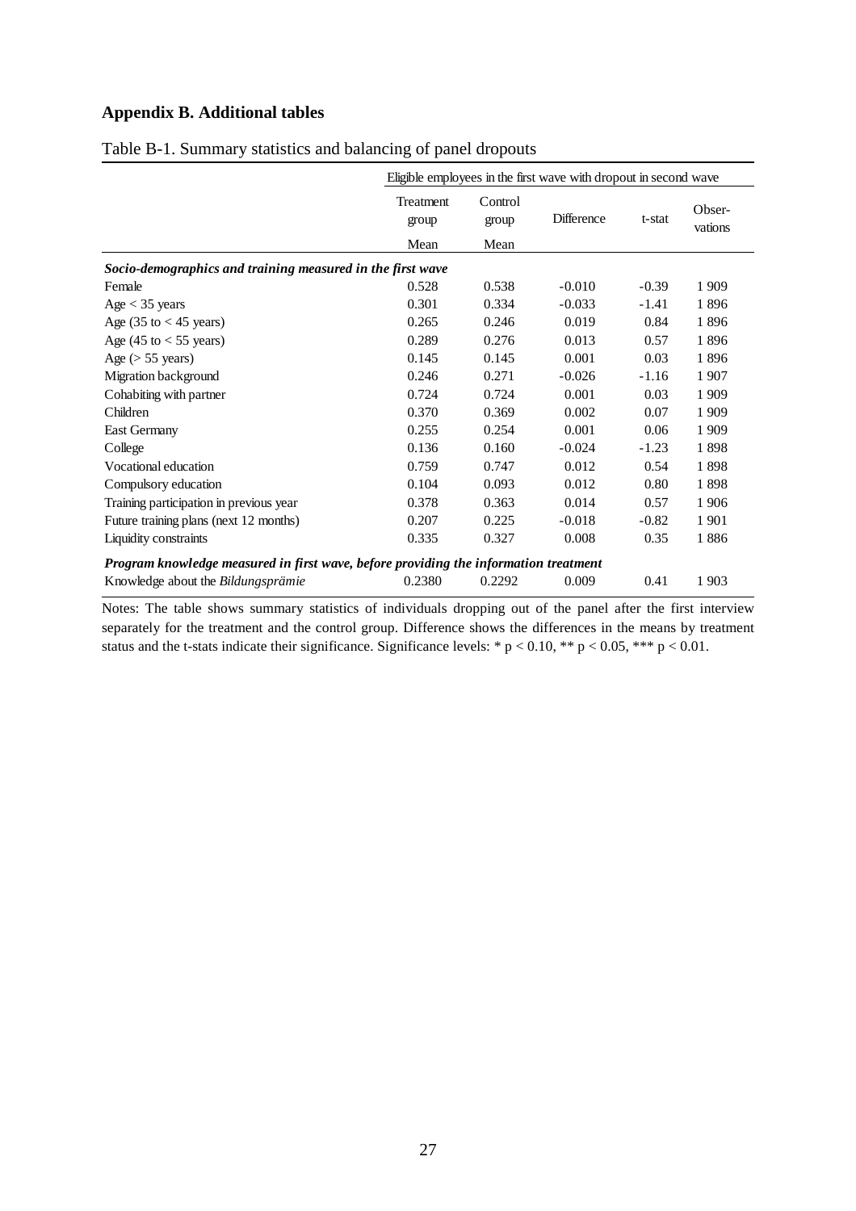## Appendix B. Additional tables

Table B-1. Summary statistics and balancing of panel dropouts

| | Eligible employees in the first wave with dropout in second wave | | | | |
|---|---|---|---|---|---|
| | Treatment group | Control group | Difference | t-stat | Obser-vations |
| | Mean | Mean | | | |
| ***Socio-demographics and training measured in the first wave*** | | | | | |
| Female | 0.528 | 0.538 | -0.010 | -0.39 | 1 909 |
| Age < 35 years | 0.301 | 0.334 | -0.033 | -1.41 | 1 896 |
| Age (35 to < 45 years) | 0.265 | 0.246 | 0.019 | 0.84 | 1 896 |
| Age (45 to < 55 years) | 0.289 | 0.276 | 0.013 | 0.57 | 1 896 |
| Age (> 55 years) | 0.145 | 0.145 | 0.001 | 0.03 | 1 896 |
| Migration background | 0.246 | 0.271 | -0.026 | -1.16 | 1 907 |
| Cohabiting with partner | 0.724 | 0.724 | 0.001 | 0.03 | 1 909 |
| Children | 0.370 | 0.369 | 0.002 | 0.07 | 1 909 |
| East Germany | 0.255 | 0.254 | 0.001 | 0.06 | 1 909 |
| College | 0.136 | 0.160 | -0.024 | -1.23 | 1 898 |
| Vocational education | 0.759 | 0.747 | 0.012 | 0.54 | 1 898 |
| Compulsory education | 0.104 | 0.093 | 0.012 | 0.80 | 1 898 |
| Training participation in previous year | 0.378 | 0.363 | 0.014 | 0.57 | 1 906 |
| Future training plans (next 12 months) | 0.207 | 0.225 | -0.018 | -0.82 | 1 901 |
| Liquidity constraints | 0.335 | 0.327 | 0.008 | 0.35 | 1 886 |
| ***Program knowledge measured in first wave, before providing the information treatment*** | | | | | |
| Knowledge about the *Bildungsprämie* | 0.2380 | 0.2292 | 0.009 | 0.41 | 1 903 |

Notes: The table shows summary statistics of individuals dropping out of the panel after the first interview separately for the treatment and the control group. Difference shows the differences in the means by treatment status and the t-stats indicate their significance. Significance levels: * $p < 0.10$, ** $p < 0.05$, *** $p < 0.01$.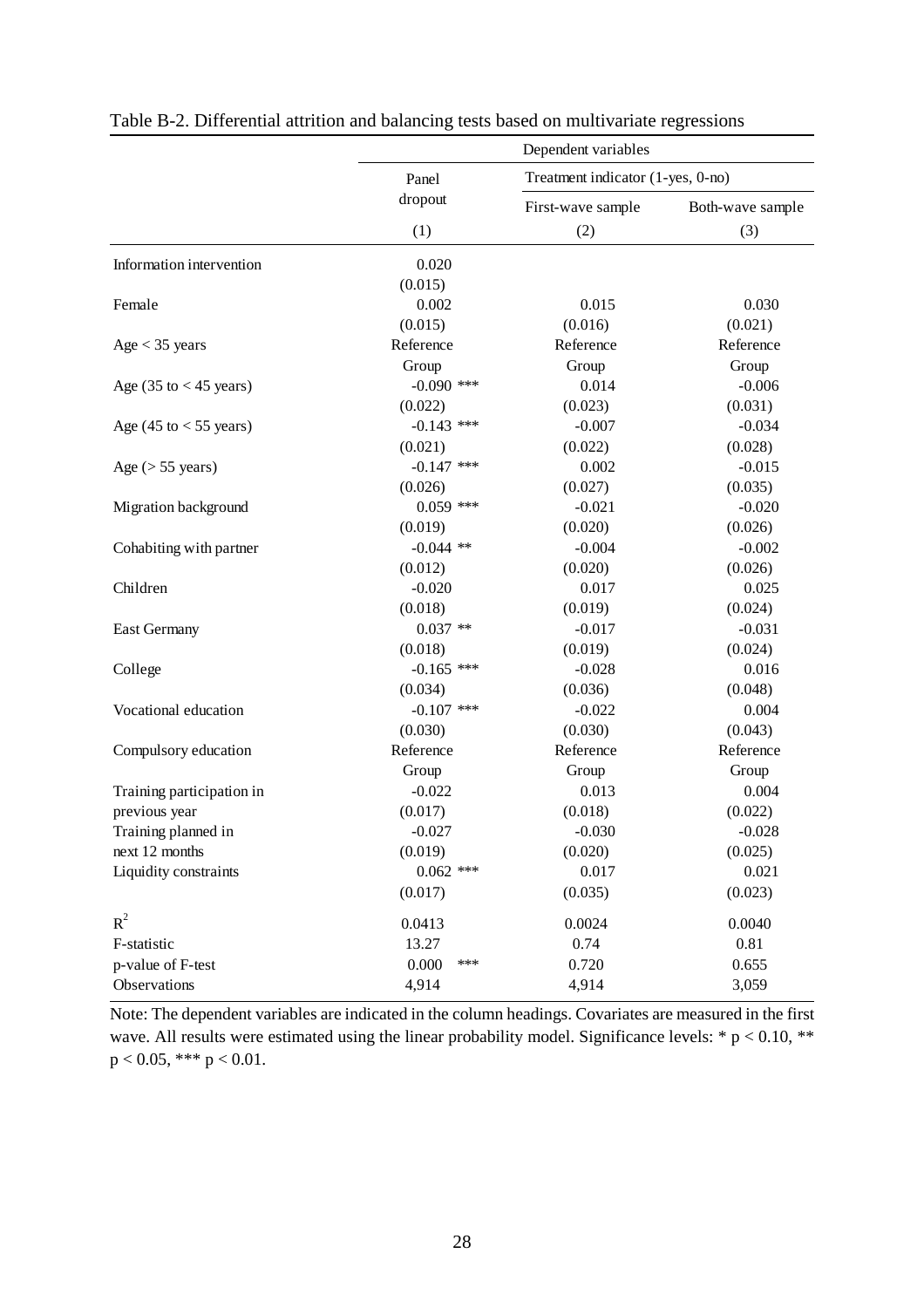Table B-2. Differential attrition and balancing tests based on multivariate regressions

| | Dependent variables | | |
|---|---|---|---|
| | Panel dropout | Treatment indicator (1-yes, 0-no) | |
| | | First-wave sample | Both-wave sample |
| | (1) | (2) | (3) |
| Information intervention | 0.020 | | |
| | (0.015) | | |
| Female | 0.002 | 0.015 | 0.030 |
| | (0.015) | (0.016) | (0.021) |
| Age < 35 years | Reference Group | Reference Group | Reference Group |
| Age (35 to < 45 years) | -0.090 *** | 0.014 | -0.006 |
| | (0.022) | (0.023) | (0.031) |
| Age (45 to < 55 years) | -0.143 *** | -0.007 | -0.034 |
| | (0.021) | (0.022) | (0.028) |
| Age (> 55 years) | -0.147 *** | 0.002 | -0.015 |
| | (0.026) | (0.027) | (0.035) |
| Migration background | 0.059 *** | -0.021 | -0.020 |
| | (0.019) | (0.020) | (0.026) |
| Cohabiting with partner | -0.044 ** | -0.004 | -0.002 |
| | (0.012) | (0.020) | (0.026) |
| Children | -0.020 | 0.017 | 0.025 |
| | (0.018) | (0.019) | (0.024) |
| East Germany | 0.037 ** | -0.017 | -0.031 |
| | (0.018) | (0.019) | (0.024) |
| College | -0.165 *** | -0.028 | 0.016 |
| | (0.034) | (0.036) | (0.048) |
| Vocational education | -0.107 *** | -0.022 | 0.004 |
| | (0.030) | (0.030) | (0.043) |
| Compulsory education | Reference Group | Reference Group | Reference Group |
| Training participation in previous year | -0.022 | 0.013 | 0.004 |
| | (0.017) | (0.018) | (0.022) |
| Training planned in next 12 months | -0.027 | -0.030 | -0.028 |
| | (0.019) | (0.020) | (0.025) |
| Liquidity constraints | 0.062 *** | 0.017 | 0.021 |
| | (0.017) | (0.035) | (0.023) |
| $R^2$ | 0.0413 | 0.0024 | 0.0040 |
| F-statistic | 13.27 | 0.74 | 0.81 |
| p-value of F-test | 0.000 *** | 0.720 | 0.655 |
| Observations | 4,914 | 4,914 | 3,059 |

Note: The dependent variables are indicated in the column headings. Covariates are measured in the first wave. All results were estimated using the linear probability model. Significance levels: * $p < 0.10$, ** $p < 0.05$, *** $p < 0.01$.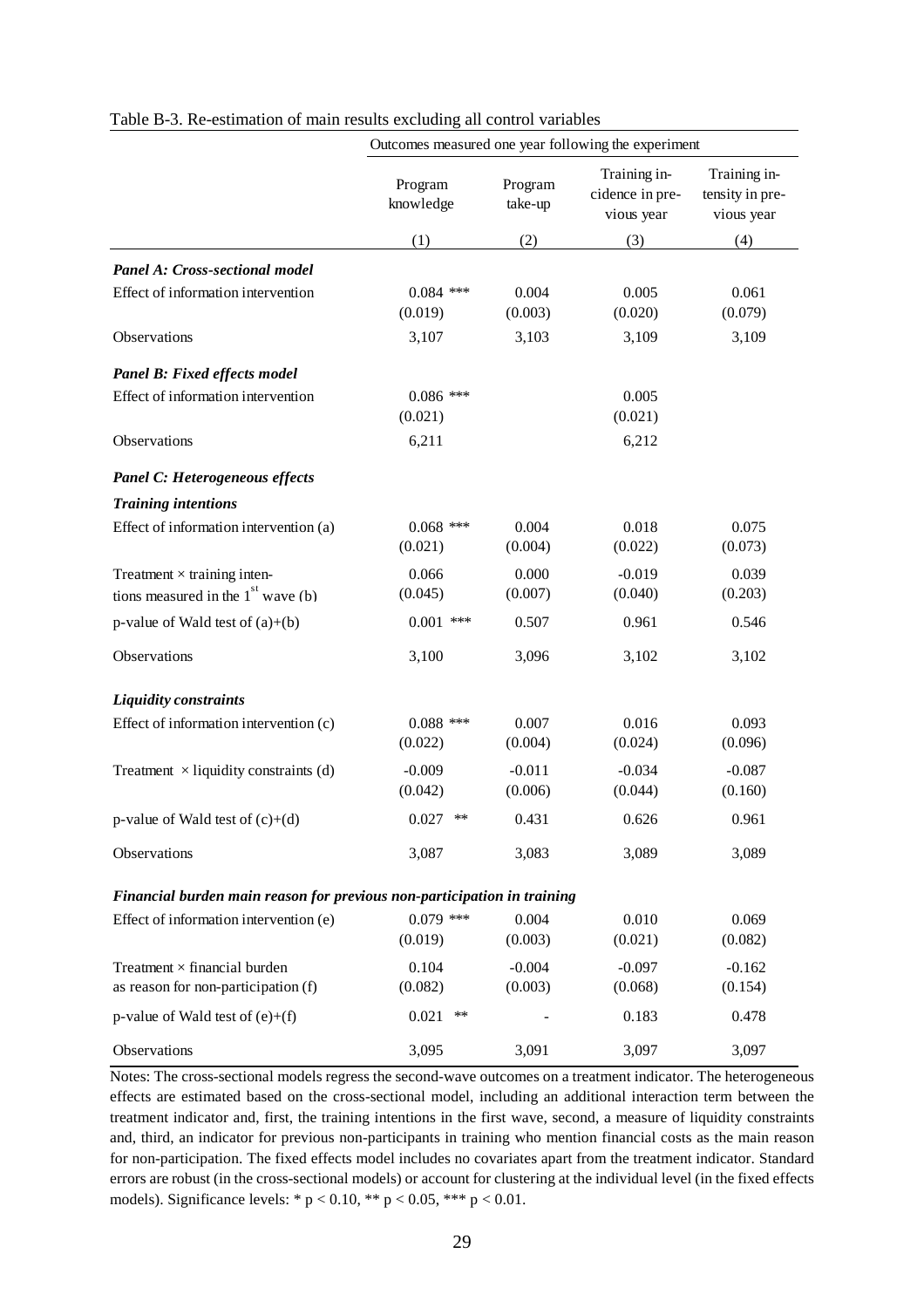Table B-3. Re-estimation of main results excluding all control variables

| | Outcomes measured one year following the experiment | | | |
|---|---|---|---|---|
| | Program knowledge | Program take-up | Training incidence in previous year | Training intensity in previous year |
| | (1) | (2) | (3) | (4) |
| ***Panel A: Cross-sectional model*** | | | | |
| Effect of information intervention | 0.084 *** | 0.004 | 0.005 | 0.061 |
| | (0.019) | (0.003) | (0.020) | (0.079) |
| Observations | 3,107 | 3,103 | 3,109 | 3,109 |
| ***Panel B: Fixed effects model*** | | | | |
| Effect of information intervention | 0.086 *** | | 0.005 | |
| | (0.021) | | (0.021) | |
| Observations | 6,211 | | 6,212 | |
| ***Panel C: Heterogeneous effects*** | | | | |
| ***Training intentions*** | | | | |
| Effect of information intervention (a) | 0.068 *** | 0.004 | 0.018 | 0.075 |
| | (0.021) | (0.004) | (0.022) | (0.073) |
| Treatment × training intentions measured in the 1st wave (b) | 0.066 | 0.000 | -0.019 | 0.039 |
| | (0.045) | (0.007) | (0.040) | (0.203) |
| p-value of Wald test of (a)+(b) | 0.001 *** | 0.507 | 0.961 | 0.546 |
| Observations | 3,100 | 3,096 | 3,102 | 3,102 |
| ***Liquidity constraints*** | | | | |
| Effect of information intervention (c) | 0.088 *** | 0.007 | 0.016 | 0.093 |
| | (0.022) | (0.004) | (0.024) | (0.096) |
| Treatment × liquidity constraints (d) | -0.009 | -0.011 | -0.034 | -0.087 |
| | (0.042) | (0.006) | (0.044) | (0.160) |
| p-value of Wald test of (c)+(d) | 0.027 ** | 0.431 | 0.626 | 0.961 |
| Observations | 3,087 | 3,083 | 3,089 | 3,089 |
| ***Financial burden main reason for previous non-participation in training*** | | | | |
| Effect of information intervention (e) | 0.079 *** | 0.004 | 0.010 | 0.069 |
| | (0.019) | (0.003) | (0.021) | (0.082) |
| Treatment × financial burden as reason for non-participation (f) | 0.104 | -0.004 | -0.097 | -0.162 |
| | (0.082) | (0.003) | (0.068) | (0.154) |
| p-value of Wald test of (e)+(f) | 0.021 ** | - | 0.183 | 0.478 |
| Observations | 3,095 | 3,091 | 3,097 | 3,097 |

Notes: The cross-sectional models regress the second-wave outcomes on a treatment indicator. The heterogeneous effects are estimated based on the cross-sectional model, including an additional interaction term between the treatment indicator and, first, the training intentions in the first wave, second, a measure of liquidity constraints and, third, an indicator for previous non-participants in training who mention financial costs as the main reason for non-participation. The fixed effects model includes no covariates apart from the treatment indicator. Standard errors are robust (in the cross-sectional models) or account for clustering at the individual level (in the fixed effects models). Significance levels: * $p < 0.10$, ** $p < 0.05$, *** $p < 0.01$.